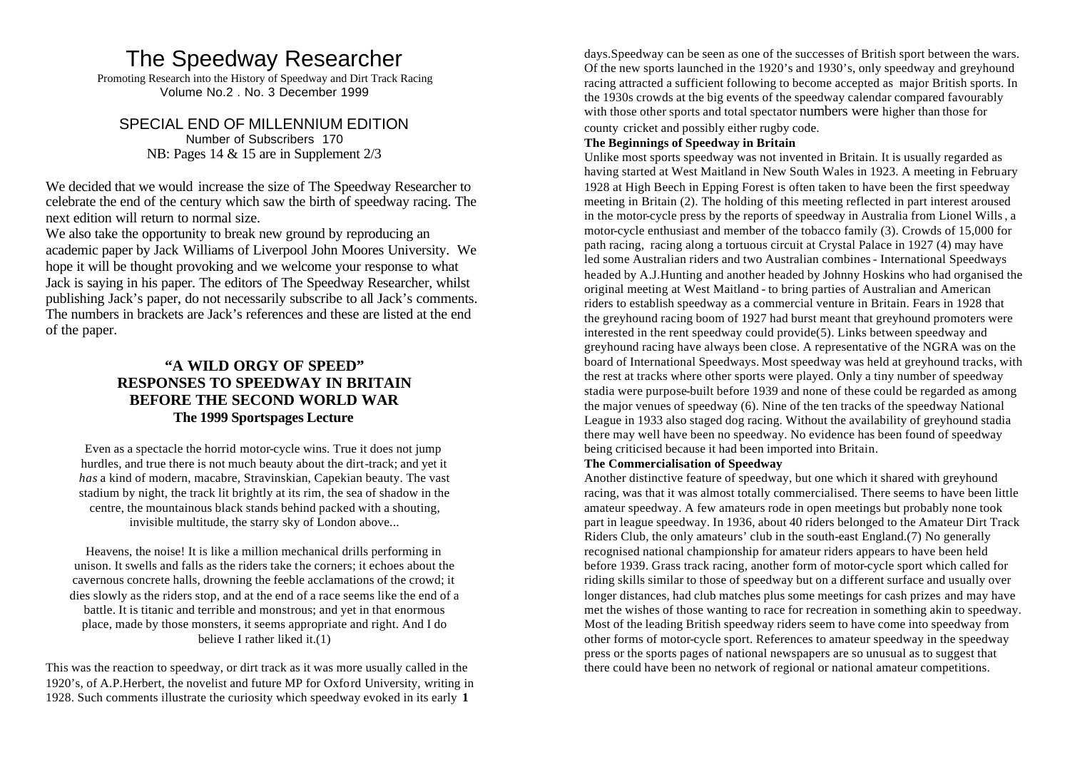# The Speedway Researcher

Promoting Research into the History of Speedway and Dirt Track Racing
Volume No.2 . No. 3 December 1999

SPECIAL END OF MILLENNIUM EDITION
Number of Subscribers 170
NB: Pages 14 & 15 are in Supplement 2/3

We decided that we would increase the size of The Speedway Researcher to celebrate the end of the century which saw the birth of speedway racing. The next edition will return to normal size.

We also take the opportunity to break new ground by reproducing an academic paper by Jack Williams of Liverpool John Moores University. We hope it will be thought provoking and we welcome your response to what Jack is saying in his paper. The editors of The Speedway Researcher, whilst publishing Jack's paper, do not necessarily subscribe to all Jack's comments. The numbers in brackets are Jack's references and these are listed at the end of the paper.

## "A WILD ORGY OF SPEED" RESPONSES TO SPEEDWAY IN BRITAIN BEFORE THE SECOND WORLD WAR

### The 1999 Sportspages Lecture

Even as a spectacle the horrid motor-cycle wins. True it does not jump hurdles, and true there is not much beauty about the dirt-track; and yet it *has* a kind of modern, macabre, Stravinskian, Capekian beauty. The vast stadium by night, the track lit brightly at its rim, the sea of shadow in the centre, the mountainous black stands behind packed with a shouting, invisible multitude, the starry sky of London above...

Heavens, the noise! It is like a million mechanical drills performing in unison. It swells and falls as the riders take the corners; it echoes about the cavernous concrete halls, drowning the feeble acclamations of the crowd; it dies slowly as the riders stop, and at the end of a race seems like the end of a battle. It is titanic and terrible and monstrous; and yet in that enormous place, made by those monsters, it seems appropriate and right. And I do believe I rather liked it.(1)

This was the reaction to speedway, or dirt track as it was more usually called in the 1920's, of A.P.Herbert, the novelist and future MP for Oxford University, writing in 1928. Such comments illustrate the curiosity which speedway evoked in its early days. Speedway can be seen as one of the successes of British sport between the wars. Of the new sports launched in the 1920's and 1930's, only speedway and greyhound racing attracted a sufficient following to become accepted as major British sports. In the 1930s crowds at the big events of the speedway calendar compared favourably with those other sports and total spectator numbers were higher than those for county cricket and possibly either rugby code.

**The Beginnings of Speedway in Britain**

Unlike most sports speedway was not invented in Britain. It is usually regarded as having started at West Maitland in New South Wales in 1923. A meeting in February 1928 at High Beech in Epping Forest is often taken to have been the first speedway meeting in Britain (2). The holding of this meeting reflected in part interest aroused in the motor-cycle press by the reports of speedway in Australia from Lionel Wills, a motor-cycle enthusiast and member of the tobacco family (3). Crowds of 15,000 for path racing, racing along a tortuous circuit at Crystal Palace in 1927 (4) may have led some Australian riders and two Australian combines - International Speedways headed by A.J.Hunting and another headed by Johnny Hoskins who had organised the original meeting at West Maitland - to bring parties of Australian and American riders to establish speedway as a commercial venture in Britain. Fears in 1928 that the greyhound racing boom of 1927 had burst meant that greyhound promoters were interested in the rent speedway could provide(5). Links between speedway and greyhound racing have always been close. A representative of the NGRA was on the board of International Speedways. Most speedway was held at greyhound tracks, with the rest at tracks where other sports were played. Only a tiny number of speedway stadia were purpose-built before 1939 and none of these could be regarded as among the major venues of speedway (6). Nine of the ten tracks of the speedway National League in 1933 also staged dog racing. Without the availability of greyhound stadia there may well have been no speedway. No evidence has been found of speedway being criticised because it had been imported into Britain.

**The Commercialisation of Speedway**

Another distinctive feature of speedway, but one which it shared with greyhound racing, was that it was almost totally commercialised. There seems to have been little amateur speedway. A few amateurs rode in open meetings but probably none took part in league speedway. In 1936, about 40 riders belonged to the Amateur Dirt Track Riders Club, the only amateurs' club in the south-east England.(7) No generally recognised national championship for amateur riders appears to have been held before 1939. Grass track racing, another form of motor-cycle sport which called for riding skills similar to those of speedway but on a different surface and usually over longer distances, had club matches plus some meetings for cash prizes and may have met the wishes of those wanting to race for recreation in something akin to speedway. Most of the leading British speedway riders seem to have come into speedway from other forms of motor-cycle sport. References to amateur speedway in the speedway press or the sports pages of national newspapers are so unusual as to suggest that there could have been no network of regional or national amateur competitions.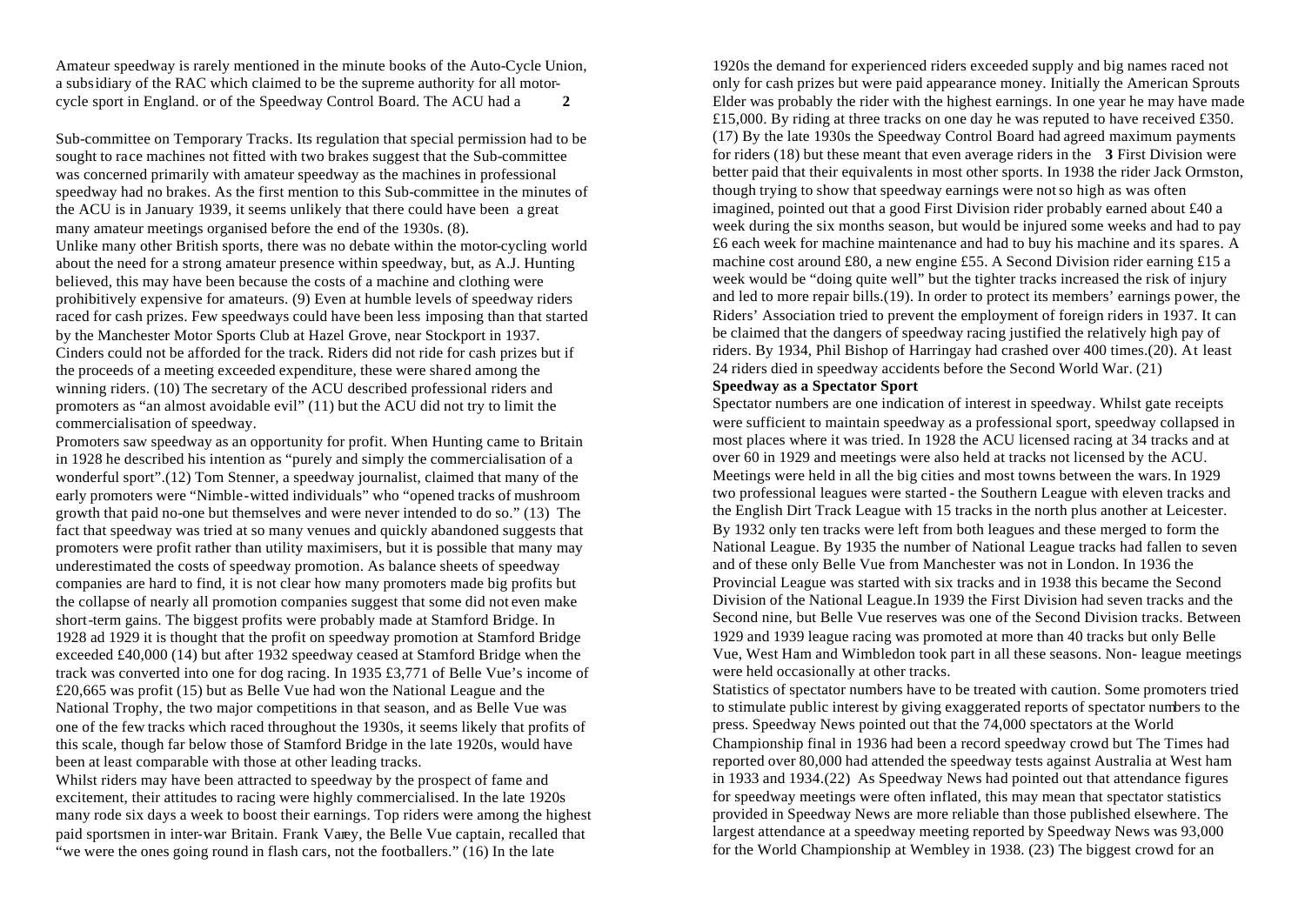Amateur speedway is rarely mentioned in the minute books of the Auto-Cycle Union, a subsidiary of the RAC which claimed to be the supreme authority for all motor-cycle sport in England. or of the Speedway Control Board. The ACU had a Sub-committee on Temporary Tracks. Its regulation that special permission had to be sought to race machines not fitted with two brakes suggest that the Sub-committee was concerned primarily with amateur speedway as the machines in professional speedway had no brakes. As the first mention to this Sub-committee in the minutes of the ACU is in January 1939, it seems unlikely that there could have been a great many amateur meetings organised before the end of the 1930s. (8).

Unlike many other British sports, there was no debate within the motor-cycling world about the need for a strong amateur presence within speedway, but, as A.J. Hunting believed, this may have been because the costs of a machine and clothing were prohibitively expensive for amateurs. (9) Even at humble levels of speedway riders raced for cash prizes. Few speedways could have been less imposing than that started by the Manchester Motor Sports Club at Hazel Grove, near Stockport in 1937. Cinders could not be afforded for the track. Riders did not ride for cash prizes but if the proceeds of a meeting exceeded expenditure, these were shared among the winning riders. (10) The secretary of the ACU described professional riders and promoters as "an almost avoidable evil" (11) but the ACU did not try to limit the commercialisation of speedway.

Promoters saw speedway as an opportunity for profit. When Hunting came to Britain in 1928 he described his intention as "purely and simply the commercialisation of a wonderful sport".(12) Tom Stenner, a speedway journalist, claimed that many of the early promoters were "Nimble-witted individuals" who "opened tracks of mushroom growth that paid no-one but themselves and were never intended to do so." (13) The fact that speedway was tried at so many venues and quickly abandoned suggests that promoters were profit rather than utility maximisers, but it is possible that many may underestimated the costs of speedway promotion. As balance sheets of speedway companies are hard to find, it is not clear how many promoters made big profits but the collapse of nearly all promotion companies suggest that some did not even make short-term gains. The biggest profits were probably made at Stamford Bridge. In 1928 ad 1929 it is thought that the profit on speedway promotion at Stamford Bridge exceeded £40,000 (14) but after 1932 speedway ceased at Stamford Bridge when the track was converted into one for dog racing. In 1935 £3,771 of Belle Vue's income of £20,665 was profit (15) but as Belle Vue had won the National League and the National Trophy, the two major competitions in that season, and as Belle Vue was one of the few tracks which raced throughout the 1930s, it seems likely that profits of this scale, though far below those of Stamford Bridge in the late 1920s, would have been at least comparable with those at other leading tracks.

Whilst riders may have been attracted to speedway by the prospect of fame and excitement, their attitudes to racing were highly commercialised. In the late 1920s many rode six days a week to boost their earnings. Top riders were among the highest paid sportsmen in inter-war Britain. Frank Varey, the Belle Vue captain, recalled that "we were the ones going round in flash cars, not the footballers." (16) In the late 1920s the demand for experienced riders exceeded supply and big names raced not only for cash prizes but were paid appearance money. Initially the American Sprouts Elder was probably the rider with the highest earnings. In one year he may have made £15,000. By riding at three tracks on one day he was reputed to have received £350. (17) By the late 1930s the Speedway Control Board had agreed maximum payments for riders (18) but these meant that even average riders in the First Division were better paid that their equivalents in most other sports. In 1938 the rider Jack Ormston, though trying to show that speedway earnings were not so high as was often imagined, pointed out that a good First Division rider probably earned about £40 a week during the six months season, but would be injured some weeks and had to pay £6 each week for machine maintenance and had to buy his machine and its spares. A machine cost around £80, a new engine £55. A Second Division rider earning £15 a week would be "doing quite well" but the tighter tracks increased the risk of injury and led to more repair bills.(19). In order to protect its members' earnings power, the Riders' Association tried to prevent the employment of foreign riders in 1937. It can be claimed that the dangers of speedway racing justified the relatively high pay of riders. By 1934, Phil Bishop of Harringay had crashed over 400 times.(20). At least 24 riders died in speedway accidents before the Second World War. (21)

**Speedway as a Spectator Sport**

Spectator numbers are one indication of interest in speedway. Whilst gate receipts were sufficient to maintain speedway as a professional sport, speedway collapsed in most places where it was tried. In 1928 the ACU licensed racing at 34 tracks and at over 60 in 1929 and meetings were also held at tracks not licensed by the ACU. Meetings were held in all the big cities and most towns between the wars. In 1929 two professional leagues were started - the Southern League with eleven tracks and the English Dirt Track League with 15 tracks in the north plus another at Leicester. By 1932 only ten tracks were left from both leagues and these merged to form the National League. By 1935 the number of National League tracks had fallen to seven and of these only Belle Vue from Manchester was not in London. In 1936 the Provincial League was started with six tracks and in 1938 this became the Second Division of the National League.In 1939 the First Division had seven tracks and the Second nine, but Belle Vue reserves was one of the Second Division tracks. Between 1929 and 1939 league racing was promoted at more than 40 tracks but only Belle Vue, West Ham and Wimbledon took part in all these seasons. Non- league meetings were held occasionally at other tracks.

Statistics of spectator numbers have to be treated with caution. Some promoters tried to stimulate public interest by giving exaggerated reports of spectator numbers to the press. Speedway News pointed out that the 74,000 spectators at the World Championship final in 1936 had been a record speedway crowd but The Times had reported over 80,000 had attended the speedway tests against Australia at West ham in 1933 and 1934.(22) As Speedway News had pointed out that attendance figures for speedway meetings were often inflated, this may mean that spectator statistics provided in Speedway News are more reliable than those published elsewhere. The largest attendance at a speedway meeting reported by Speedway News was 93,000 for the World Championship at Wembley in 1938. (23) The biggest crowd for an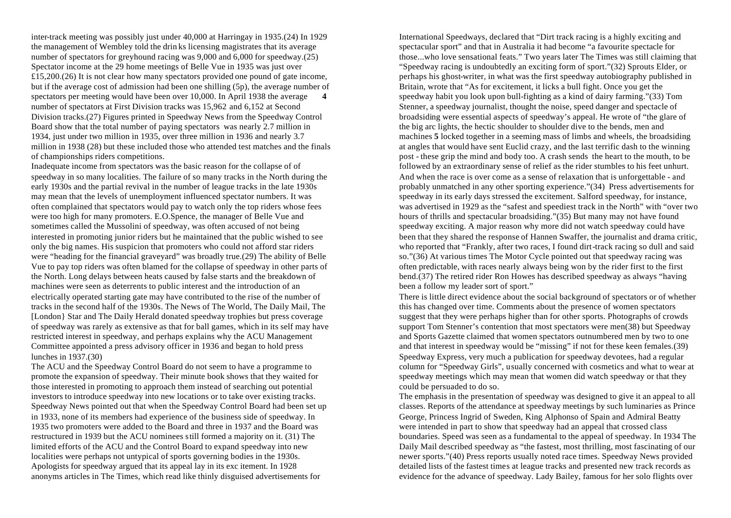inter-track meeting was possibly just under 40,000 at Harringay in 1935.(24) In 1929 the management of Wembley told the drin ks licensing magistrates that its average number of spectators for greyhound racing was 9,000 and 6,000 for speedway.(25) Spectator income at the 29 home meetings of Belle Vue in 1935 was just over £15,200.(26) It is not clear how many spectators provided one pound of gate income, but if the average cost of admission had been one shilling (5p), the average number of spectators per meeting would have been over 10,000. In April 1938 the average number of spectators at First Division tracks was 15,962 and 6,152 at Second Division tracks.(27) Figures printed in Speedway News from the Speedway Control Board show that the total number of paying spectators was nearly 2.7 million in 1934, just under two million in 1935, over three million in 1936 and nearly 3.7 million in 1938 (28) but these included those who attended test matches and the finals of championships riders competitions.

Inadequate income from spectators was the basic reason for the collapse of of speedway in so many localities. The failure of so many tracks in the North during the early 1930s and the partial revival in the number of league tracks in the late 1930s may mean that the levels of unemployment influenced spectator numbers. It was often complained that spectators would pay to watch only the top riders whose fees were too high for many promoters. E.O.Spence, the manager of Belle Vue and sometimes called the Mussolini of speedway, was often accused of not being interested in promoting junior riders but he maintained that the public wished to see only the big names. His suspicion that promoters who could not afford star riders were "heading for the financial graveyard" was broadly true.(29) The ability of Belle Vue to pay top riders was often blamed for the collapse of speedway in other parts of the North. Long delays between heats caused by false starts and the breakdown of machines were seen as deterrents to public interest and the introduction of an electrically operated starting gate may have contributed to the rise of the number of tracks in the second half of the 1930s. The News of The World, The Daily Mail, The [London} Star and The Daily Herald donated speedway trophies but press coverage of speedway was rarely as extensive as that for ball games, which in its self may have restricted interest in speedway, and perhaps explains why the ACU Management Committee appointed a press advisory officer in 1936 and began to hold press lunches in 1937.(30)

The ACU and the Speedway Control Board do not seem to have a programme to promote the expansion of speedway. Their minute book shows that they waited for those interested in promoting to approach them instead of searching out potential investors to introduce speedway into new locations or to take over existing tracks. Speedway News pointed out that when the Speedway Control Board had been set up in 1933, none of its members had experience of the business side of speedway. In 1935 two promoters were added to the Board and three in 1937 and the Board was restructured in 1939 but the ACU nominees still formed a majority on it. (31) The limited efforts of the ACU and the Control Board to expand speedway into new localities were perhaps not untypical of sports governing bodies in the 1930s. Apologists for speedway argued that its appeal lay in its exc itement. In 1928 anonyms articles in The Times, which read like thinly disguised advertisements for International Speedways, declared that "Dirt track racing is a highly exciting and spectacular sport" and that in Australia it had become "a favourite spectacle for those...who love sensational feats." Two years later The Times was still claiming that "Speedway racing is undoubtedly an exciting form of sport."(32) Sprouts Elder, or perhaps his ghost-writer, in what was the first speedway autobiography published in Britain, wrote that "As for excitement, it licks a bull fight. Once you get the speedway habit you look upon bull-fighting as a kind of dairy farming."(33) Tom Stenner, a speedway journalist, thought the noise, speed danger and spectacle of broadsiding were essential aspects of speedway's appeal. He wrote of "the glare of the big arc lights, the hectic shoulder to shoulder dive to the bends, men and machines locked together in a seeming mass of limbs and wheels, the broadsiding at angles that would have sent Euclid crazy, and the last terrific dash to the winning post - these grip the mind and body too. A crash sends the heart to the mouth, to be followed by an extraordinary sense of relief as the rider stumbles to his feet unhurt. And when the race is over come as a sense of relaxation that is unforgettable - and probably unmatched in any other sporting experience."(34) Press advertisements for speedway in its early days stressed the excitement. Salford speedway, for instance, was advertised in 1929 as the "safest and speediest track in the North" with "over two hours of thrills and spectacular broadsiding."(35) But many may not have found speedway exciting. A major reason why more did not watch speedway could have been that they shared the response of Hannen Swaffer, the journalist and drama critic, who reported that "Frankly, after two races, I found dirt-track racing so dull and said so."(36) At various times The Motor Cycle pointed out that speedway racing was often predictable, with races nearly always being won by the rider first to the first bend.(37) The retired rider Ron Howes has described speedway as always "having been a follow my leader sort of sport."

There is little direct evidence about the social background of spectators or of whether this has changed over time. Comments about the presence of women spectators suggest that they were perhaps higher than for other sports. Photographs of crowds support Tom Stenner's contention that most spectators were men(38) but Speedway and Sports Gazette claimed that women spectators outnumbered men by two to one and that interest in speedway would be "missing" if not for these keen females.(39) Speedway Express, very much a publication for speedway devotees, had a regular column for "Speedway Girls", usually concerned with cosmetics and what to wear at speedway meetings which may mean that women did watch speedway or that they could be persuaded to do so.

The emphasis in the presentation of speedway was designed to give it an appeal to all classes. Reports of the attendance at speedway meetings by such luminaries as Prince George, Princess Ingrid of Sweden, King Alphonso of Spain and Admiral Beatty were intended in part to show that speedway had an appeal that crossed class boundaries. Speed was seen as a fundamental to the appeal of speedway. In 1934 The Daily Mail described speedway as "the fastest, most thrilling, most fascinating of our newer sports."(40) Press reports usually noted race times. Speedway News provided detailed lists of the fastest times at league tracks and presented new track records as evidence for the advance of speedway. Lady Bailey, famous for her solo flights over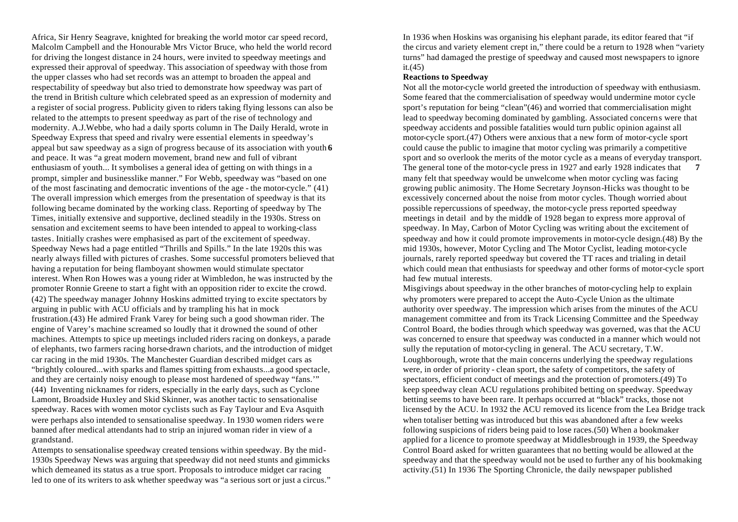Africa, Sir Henry Seagrave, knighted for breaking the world motor car speed record, Malcolm Campbell and the Honourable Mrs Victor Bruce, who held the world record for driving the longest distance in 24 hours, were invited to speedway meetings and expressed their approval of speedway. This association of speedway with those from the upper classes who had set records was an attempt to broaden the appeal and respectability of speedway but also tried to demonstrate how speedway was part of the trend in British culture which celebrated speed as an expression of modernity and a register of social progress. Publicity given to riders taking flying lessons can also be related to the attempts to present speedway as part of the rise of technology and modernity. A.J.Webbe, who had a daily sports column in The Daily Herald, wrote in Speedway Express that speed and rivalry were essential elements in speedway's appeal but saw speedway as a sign of progress because of its association with youth and peace. It was "a great modern movement, brand new and full of vibrant enthusiasm of youth... It symbolises a general idea of getting on with things in a prompt, simpler and businesslike manner." For Webb, speedway was "based on one of the most fascinating and democratic inventions of the age - the motor-cycle." (41) The overall impression which emerges from the presentation of speedway is that its following became dominated by the working class. Reporting of speedway by The Times, initially extensive and supportive, declined steadily in the 1930s. Stress on sensation and excitement seems to have been intended to appeal to working-class tastes. Initially crashes were emphasised as part of the excitement of speedway. Speedway News had a page entitled "Thrills and Spills." In the late 1920s this was nearly always filled with pictures of crashes. Some successful promoters believed that having a reputation for being flamboyant showmen would stimulate spectator interest. When Ron Howes was a young rider at Wimbledon, he was instructed by the promoter Ronnie Greene to start a fight with an opposition rider to excite the crowd. (42) The speedway manager Johnny Hoskins admitted trying to excite spectators by arguing in public with ACU officials and by trampling his hat in mock frustration.(43) He admired Frank Varey for being such a good showman rider. The engine of Varey's machine screamed so loudly that it drowned the sound of other machines. Attempts to spice up meetings included riders racing on donkeys, a parade of elephants, two farmers racing horse-drawn chariots, and the introduction of midget car racing in the mid 1930s. The Manchester Guardian described midget cars as "brightly coloured...with sparks and flames spitting from exhausts...a good spectacle, and they are certainly noisy enough to please most hardened of speedway "fans.'" (44) Inventing nicknames for riders, especially in the early days, such as Cyclone Lamont, Broadside Huxley and Skid Skinner, was another tactic to sensationalise speedway. Races with women motor cyclists such as Fay Taylour and Eva Asquith were perhaps also intended to sensationalise speedway. In 1930 women riders were banned after medical attendants had to strip an injured woman rider in view of a grandstand.

Attempts to sensationalise speedway created tensions within speedway. By the mid-1930s Speedway News was arguing that speedway did not need stunts and gimmicks which demeaned its status as a true sport. Proposals to introduce midget car racing led to one of its writers to ask whether speedway was "a serious sort or just a circus." In 1936 when Hoskins was organising his elephant parade, its editor feared that "if the circus and variety element crept in," there could be a return to 1928 when "variety turns" had damaged the prestige of speedway and caused most newspapers to ignore it.(45)

**Reactions to Speedway**

Not all the motor-cycle world greeted the introduction of speedway with enthusiasm. Some feared that the commercialisation of speedway would undermine motor cycle sport's reputation for being "clean"(46) and worried that commercialisation might lead to speedway becoming dominated by gambling. Associated concerns were that speedway accidents and possible fatalities would turn public opinion against all motor-cycle sport.(47) Others were anxious that a new form of motor-cycle sport could cause the public to imagine that motor cycling was primarily a competitive sport and so overlook the merits of the motor cycle as a means of everyday transport. The general tone of the motor-cycle press in 1927 and early 1928 indicates that many felt that speedway would be unwelcome when motor cycling was facing growing public animosity. The Home Secretary Joynson-Hicks was thought to be excessively concerned about the noise from motor cycles. Though worried about possible repercussions of speedway, the motor-cycle press reported speedway meetings in detail and by the middle of 1928 began to express more approval of speedway. In May, Carbon of Motor Cycling was writing about the excitement of speedway and how it could promote improvements in motor-cycle design.(48) By the mid 1930s, however, Motor Cycling and The Motor Cyclist, leading motor-cycle journals, rarely reported speedway but covered the TT races and trialing in detail which could mean that enthusiasts for speedway and other forms of motor-cycle sport had few mutual interests.

Misgivings about speedway in the other branches of motor-cycling help to explain why promoters were prepared to accept the Auto-Cycle Union as the ultimate authority over speedway. The impression which arises from the minutes of the ACU management committee and from its Track Licensing Committee and the Speedway Control Board, the bodies through which speedway was governed, was that the ACU was concerned to ensure that speedway was conducted in a manner which would not sully the reputation of motor-cycling in general. The ACU secretary, T.W. Loughborough, wrote that the main concerns underlying the speedway regulations were, in order of priority - clean sport, the safety of competitors, the safety of spectators, efficient conduct of meetings and the protection of promoters.(49) To keep speedway clean ACU regulations prohibited betting on speedway. Speedway betting seems to have been rare. It perhaps occurred at "black" tracks, those not licensed by the ACU. In 1932 the ACU removed its licence from the Lea Bridge track when totaliser betting was introduced but this was abandoned after a few weeks following suspicions of riders being paid to lose races.(50) When a bookmaker applied for a licence to promote speedway at Middlesbrough in 1939, the Speedway Control Board asked for written guarantees that no betting would be allowed at the speedway and that the speedway would not be used to further any of his bookmaking activity.(51) In 1936 The Sporting Chronicle, the daily newspaper published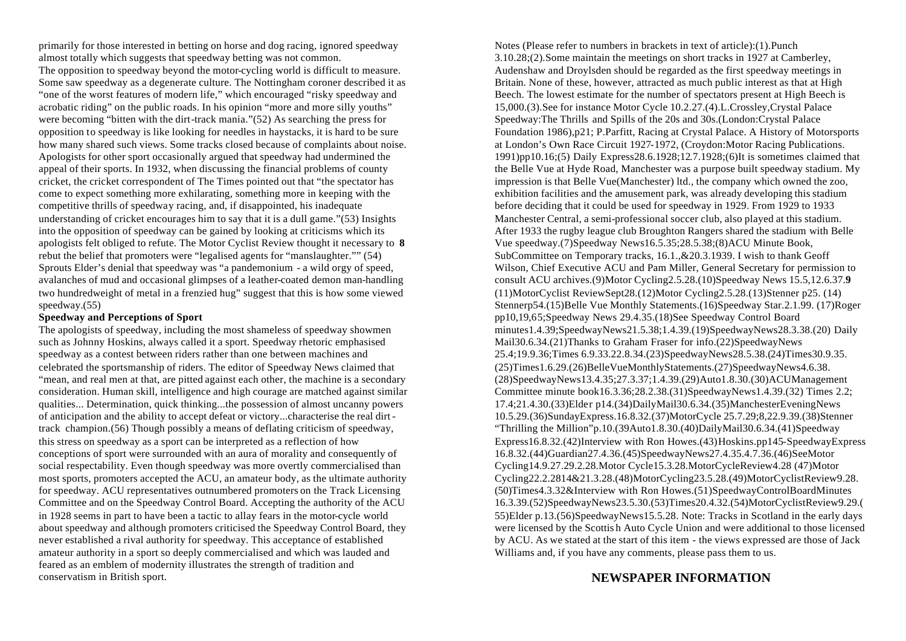primarily for those interested in betting on horse and dog racing, ignored speedway almost totally which suggests that speedway betting was not common.

The opposition to speedway beyond the motor-cycling world is difficult to measure. Some saw speedway as a degenerate culture. The Nottingham coroner described it as "one of the worst features of modern life," which encouraged "risky speedway and acrobatic riding" on the public roads. In his opinion "more and more silly youths" were becoming "bitten with the dirt-track mania."(52) As searching the press for opposition to speedway is like looking for needles in haystacks, it is hard to be sure how many shared such views. Some tracks closed because of complaints about noise. Apologists for other sport occasionally argued that speedway had undermined the appeal of their sports. In 1932, when discussing the financial problems of county cricket, the cricket correspondent of The Times pointed out that "the spectator has come to expect something more exhilarating, something more in keeping with the competitive thrills of speedway racing, and, if disappointed, his inadequate understanding of cricket encourages him to say that it is a dull game."(53) Insights into the opposition of speedway can be gained by looking at criticisms which its apologists felt obliged to refute. The Motor Cyclist Review thought it necessary to rebut the belief that promoters were "legalised agents for "manslaughter."" (54) Sprouts Elder's denial that speedway was "a pandemonium - a wild orgy of speed, avalanches of mud and occasional glimpses of a leather-coated demon man-handling two hundredweight of metal in a frenzied hug" suggest that this is how some viewed speedway.(55)

**Speedway and Perceptions of Sport**

The apologists of speedway, including the most shameless of speedway showmen such as Johnny Hoskins, always called it a sport. Speedway rhetoric emphasised speedway as a contest between riders rather than one between machines and celebrated the sportsmanship of riders. The editor of Speedway News claimed that "mean, and real men at that, are pitted against each other, the machine is a secondary consideration. Human skill, intelligence and high courage are matched against similar qualities... Determination, quick thinking...the possession of almost uncanny powers of anticipation and the ability to accept defeat or victory...characterise the real dirt-track champion.(56) Though possibly a means of deflating criticism of speedway, this stress on speedway as a sport can be interpreted as a reflection of how conceptions of sport were surrounded with an aura of morality and consequently of social respectability. Even though speedway was more overtly commercialised than most sports, promoters accepted the ACU, an amateur body, as the ultimate authority for speedway. ACU representatives outnumbered promoters on the Track Licensing Committee and on the Speedway Control Board. Accepting the authority of the ACU in 1928 seems in part to have been a tactic to allay fears in the motor-cycle world about speedway and although promoters criticised the Speedway Control Board, they never established a rival authority for speedway. This acceptance of established amateur authority in a sport so deeply commercialised and which was lauded and feared as an emblem of modernity illustrates the strength of tradition and conservatism in British sport.

Notes (Please refer to numbers in brackets in text of article):(1).Punch 3.10.28;(2).Some maintain the meetings on short tracks in 1927 at Camberley, Audenshaw and Droylsden should be regarded as the first speedway meetings in Britain. None of these, however, attracted as much public interest as that at High Beech. The lowest estimate for the number of spectators present at High Beech is 15,000.(3).See for instance Motor Cycle 10.2.27.(4).L.Crossley,Crystal Palace Speedway:The Thrills and Spills of the 20s and 30s.(London:Crystal Palace Foundation 1986),p21; P.Parfitt, Racing at Crystal Palace. A History of Motorsports at London's Own Race Circuit 1927-1972, (Croydon:Motor Racing Publications. 1991)pp10.16;(5) Daily Express28.6.1928;12.7.1928;(6)It is sometimes claimed that the Belle Vue at Hyde Road, Manchester was a purpose built speedway stadium. My impression is that Belle Vue(Manchester) ltd., the company which owned the zoo, exhibition facilities and the amusement park, was already developing this stadium before deciding that it could be used for speedway in 1929. From 1929 to 1933 Manchester Central, a semi-professional soccer club, also played at this stadium. After 1933 the rugby league club Broughton Rangers shared the stadium with Belle Vue speedway.(7)Speedway News16.5.35;28.5.38;(8)ACU Minute Book, SubCommittee on Temporary tracks, 16.1.,&20.3.1939. I wish to thank Geoff Wilson, Chief Executive ACU and Pam Miller, General Secretary for permission to consult ACU archives.(9)Motor Cycling2.5.28.(10)Speedway News 15.5,12.6.37.(11)MotorCyclist ReviewSept28.(12)Motor Cycling2.5.28.(13)Stenner p25. (14) Stennerp54.(15)Belle Vue Monthly Statements.(16)Speedway Star.2.1.99. (17)Roger pp10,19,65;Speedway News 29.4.35.(18)See Speedway Control Board minutes1.4.39;SpeedwayNews21.5.38;1.4.39.(19)SpeedwayNews28.3.38.(20) Daily Mail30.6.34.(21)Thanks to Graham Fraser for info.(22)SpeedwayNews 25.4;19.9.36;Times 6.9.33.22.8.34.(23)SpeedwayNews28.5.38.(24)Times30.9.35. (25)Times1.6.29.(26)BelleVueMonthlyStatements.(27)SpeedwayNews4.6.38. (28)SpeedwayNews13.4.35;27.3.37;1.4.39.(29)Auto1.8.30.(30)ACUManagement Committee minute book16.3.36;28.2.38.(31)SpeedwayNews1.4.39.(32) Times 2.2; 17.4;21.4.30.(33)Elder p14.(34)DailyMail30.6.34.(35)ManchesterEveningNews 10.5.29.(36)SundayExpress.16.8.32.(37)MotorCycle 25.7.29;8,22.9.39.(38)Stenner "Thrilling the Million"p.10.(39Auto1.8.30.(40)DailyMail30.6.34.(41)Speedway Express16.8.32.(42)Interview with Ron Howes.(43)Hoskins.pp145-SpeedwayExpress 16.8.32.(44)Guardian27.4.36.(45)SpeedwayNews27.4.35.4.7.36.(46)SeeMotor Cycling14.9.27.29.2.28.Motor Cycle15.3.28.MotorCycleReview4.28 (47)Motor Cycling22.2.2814&21.3.28.(48)MotorCycling23.5.28.(49)MotorCyclistReview9.28. (50)Times4.3.32&Interview with Ron Howes.(51)SpeedwayControlBoardMinutes 16.3.39.(52)SpeedwayNews23.5.30.(53)Times20.4.32.(54)MotorCyclistReview9.29.(55)Elder p.13.(56)SpeedwayNews15.5.28. Note: Tracks in Scotland in the early days were licensed by the Scottish Auto Cycle Union and were additional to those licensed by ACU. As we stated at the start of this item - the views expressed are those of Jack Williams and, if you have any comments, please pass them to us.

## NEWSPAPER INFORMATION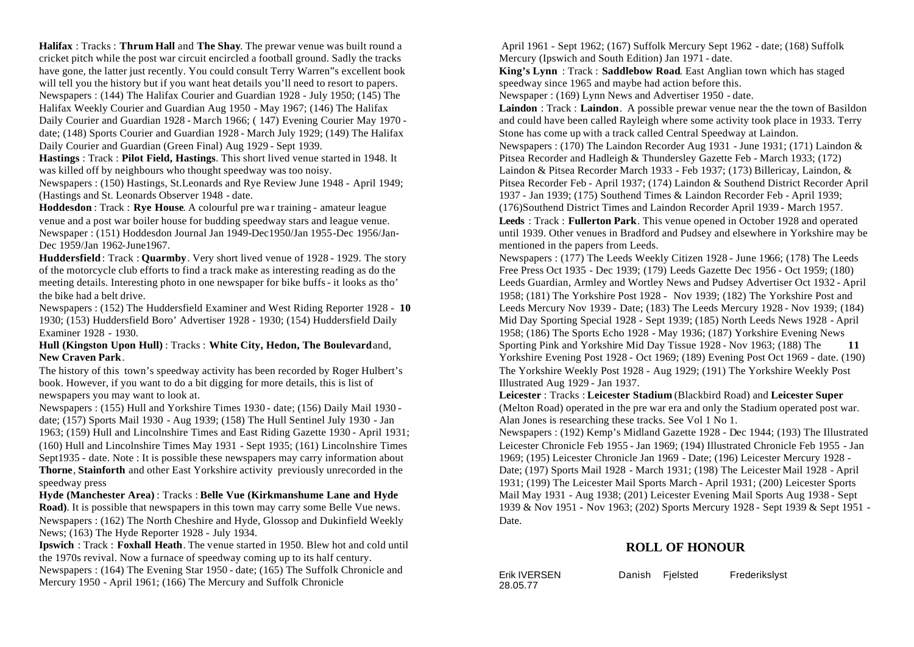**Halifax** : Tracks : **Thrum Hall** and **The Shay**. The prewar venue was built round a cricket pitch while the post war circuit encircled a football ground. Sadly the tracks have gone, the latter just recently. You could consult Terry Warren"s excellent book will tell you the history but if you want heat details you'll need to resort to papers. Newspapers : (144) The Halifax Courier and Guardian 1928 - July 1950; (145) The Halifax Weekly Courier and Guardian Aug 1950 - May 1967; (146) The Halifax Daily Courier and Guardian 1928 - March 1966; ( 147) Evening Courier May 1970 - date; (148) Sports Courier and Guardian 1928 - March July 1929; (149) The Halifax Daily Courier and Guardian (Green Final) Aug 1929 - Sept 1939.

**Hastings** : Track : **Pilot Field, Hastings**. This short lived venue started in 1948. It was killed off by neighbours who thought speedway was too noisy.
Newspapers : (150) Hastings, St.Leonards and Rye Review June 1948 - April 1949; (Hastings and St. Leonards Observer 1948 - date.

**Hoddesdon** : Track : **Rye House**. A colourful pre war training - amateur league venue and a post war boiler house for budding speedway stars and league venue.
Newspaper : (151) Hoddesdon Journal Jan 1949-Dec1950/Jan 1955-Dec 1956/Jan-Dec 1959/Jan 1962-June1967.

**Huddersfield** : Track : **Quarmby**. Very short lived venue of 1928 - 1929. The story of the motorcycle club efforts to find a track make as interesting reading as do the meeting details. Interesting photo in one newspaper for bike buffs - it looks as tho' the bike had a belt drive.
Newspapers : (152) The Huddersfield Examiner and West Riding Reporter 1928 - 1930; (153) Huddersfield Boro' Advertiser 1928 - 1930; (154) Huddersfield Daily Examiner 1928 - 1930.

**Hull (Kingston Upon Hull)** : Tracks : **White City, Hedon, The Boulevard** and, **New Craven Park**.
The history of this town's speedway activity has been recorded by Roger Hulbert's book. However, if you want to do a bit digging for more details, this is list of newspapers you may want to look at.
Newspapers : (155) Hull and Yorkshire Times 1930 - date; (156) Daily Mail 1930 - date; (157) Sports Mail 1930 - Aug 1939; (158) The Hull Sentinel July 1930 - Jan 1963; (159) Hull and Lincolnshire Times and East Riding Gazette 1930 - April 1931; (160) Hull and Lincolnshire Times May 1931 - Sept 1935; (161) Lincolnshire Times Sept1935 - date. Note : It is possible these newspapers may carry information about **Thorne**, **Stainforth** and other East Yorkshire activity previously unrecorded in the speedway press

**Hyde (Manchester Area)** : Tracks : **Belle Vue (Kirkmanshume Lane and Hyde Road)**. It is possible that newspapers in this town may carry some Belle Vue news.
Newspapers : (162) The North Cheshire and Hyde, Glossop and Dukinfield Weekly News; (163) The Hyde Reporter 1928 - July 1934.

**Ipswich** : Track : **Foxhall Heath**. The venue started in 1950. Blew hot and cold until the 1970s revival. Now a furnace of speedway coming up to its half century.
Newspapers : (164) The Evening Star 1950 - date; (165) The Suffolk Chronicle and Mercury 1950 - April 1961; (166) The Mercury and Suffolk Chronicle April 1961 - Sept 1962; (167) Suffolk Mercury Sept 1962 - date; (168) Suffolk Mercury (Ipswich and South Edition) Jan 1971 - date.

**King's Lynn** : Track : **Saddlebow Road**. East Anglian town which has staged speedway since 1965 and maybe had action before this.
Newspaper : (169) Lynn News and Advertiser 1950 - date.

**Laindon** : Track : **Laindon**. A possible prewar venue near the the town of Basildon and could have been called Rayleigh where some activity took place in 1933. Terry Stone has come up with a track called Central Speedway at Laindon.
Newspapers : (170) The Laindon Recorder Aug 1931 - June 1931; (171) Laindon & Pitsea Recorder and Hadleigh & Thundersley Gazette Feb - March 1933; (172) Laindon & Pitsea Recorder March 1933 - Feb 1937; (173) Billericay, Laindon, & Pitsea Recorder Feb - April 1937; (174) Laindon & Southend District Recorder April 1937 - Jan 1939; (175) Southend Times & Laindon Recorder Feb - April 1939; (176)Southend District Times and Laindon Recorder April 1939 - March 1957.

**Leeds** : Track : **Fullerton Park**. This venue opened in October 1928 and operated until 1939. Other venues in Bradford and Pudsey and elsewhere in Yorkshire may be mentioned in the papers from Leeds.
Newspapers : (177) The Leeds Weekly Citizen 1928 - June 1966; (178) The Leeds Free Press Oct 1935 - Dec 1939; (179) Leeds Gazette Dec 1956 - Oct 1959; (180) Leeds Guardian, Armley and Wortley News and Pudsey Advertiser Oct 1932 - April 1958; (181) The Yorkshire Post 1928 - Nov 1939; (182) The Yorkshire Post and Leeds Mercury Nov 1939 - Date; (183) The Leeds Mercury 1928 - Nov 1939; (184) Mid Day Sporting Special 1928 - Sept 1939; (185) North Leeds News 1928 - April 1958; (186) The Sports Echo 1928 - May 1936; (187) Yorkshire Evening News Sporting Pink and Yorkshire Mid Day Tissue 1928 - Nov 1963; (188) The Yorkshire Evening Post 1928 - Oct 1969; (189) Evening Post Oct 1969 - date. (190) The Yorkshire Weekly Post 1928 - Aug 1929; (191) The Yorkshire Weekly Post Illustrated Aug 1929 - Jan 1937.

**Leicester** : Tracks : **Leicester Stadium** (Blackbird Road) and **Leicester Super** (Melton Road) operated in the pre war era and only the Stadium operated post war. Alan Jones is researching these tracks. See Vol 1 No 1.
Newspapers : (192) Kemp's Midland Gazette 1928 - Dec 1944; (193) The Illustrated Leicester Chronicle Feb 1955 - Jan 1969; (194) Illustrated Chronicle Feb 1955 - Jan 1969; (195) Leicester Chronicle Jan 1969 - Date; (196) Leicester Mercury 1928 - Date; (197) Sports Mail 1928 - March 1931; (198) The Leicester Mail 1928 - April 1931; (199) The Leicester Mail Sports March - April 1931; (200) Leicester Sports Mail May 1931 - Aug 1938; (201) Leicester Evening Mail Sports Aug 1938 - Sept 1939 & Nov 1951 - Nov 1963; (202) Sports Mercury 1928 - Sept 1939 & Sept 1951 - Date.

## ROLL OF HONOUR

| | | | | |
|---|---|---|---|---|
| Erik IVERSEN | Danish | Fjelsted | Frederikslyst | 28.05.77 |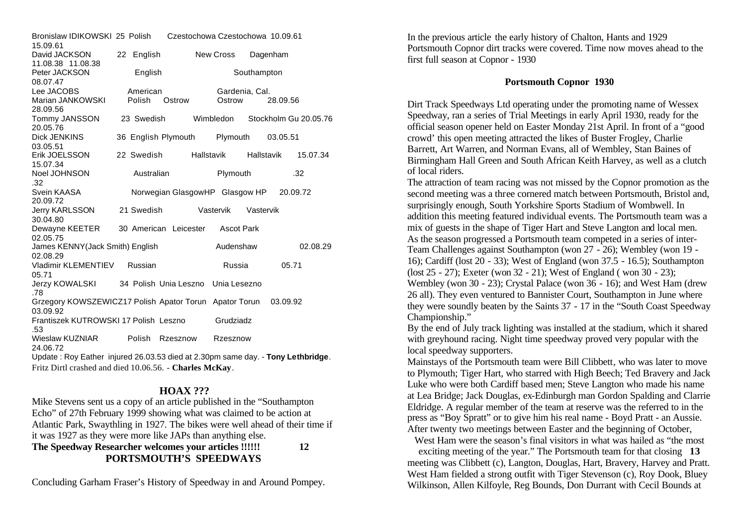| | | | | | | |
|---|---|---|---|---|---|---|
| Bronislaw IDIKOWSKI | 25 | Polish | Czestochowa | Czestochowa | 10.09.61 | 15.09.61 |
| David JACKSON | 22 | English | New Cross | Dagenham | 11.08.38 | 11.08.38 |
| Peter JACKSON | | English | | Southampton | | 08.07.47 |
| Lee JACOBS | | American | | Gardenia, Cal. | | |
| Marian JANKOWSKI | | Polish | Ostrow | Ostrow | 28.09.56 | 28.09.56 |
| Tommy JANSSON | 23 | Swedish | Wimbledon | Stockholm Gu | 20.05.76 | 20.05.76 |
| Dick JENKINS | 36 | English | Plymouth | Plymouth | 03.05.51 | 03.05.51 |
| Erik JOELSSON | 22 | Swedish | Hallstavik | Hallstavik | 15.07.34 | 15.07.34 |
| Noel JOHNSON | | Australian | | Plymouth | .32 | .32 |
| Svein KAASA | | Norwegian | GlasgowHP | Glasgow HP | 20.09.72 | 20.09.72 |
| Jerry KARLSSON | 21 | Swedish | Vastervik | Vastervik | | 30.04.80 |
| Dewayne KEETER | 30 | American | Leicester | Ascot Park | | 02.05.75 |
| James KENNY(Jack Smith) | | English | | Audenshaw | 02.08.29 | 02.08.29 |
| Vladimir KLEMENTIEV | | Russian | | Russia | 05.71 | 05.71 |
| Jerzy KOWALSKI | 34 | Polish | Unia Leszno | Unia Lesezno | | .78 |
| Grzegory KOWSZEWICZ | 17 | Polish | Apator Torun | Apator Torun | 03.09.92 | 03.09.92 |
| Frantiszek KUTROWSKI | 17 | Polish | Leszno | Grudziadz | | .53 |
| Wieslaw KUZNIAR | | Polish | Rzesznow | Rzesznow | | 24.06.72 |

Update : Roy Eather injured 26.03.53 died at 2.30pm same day. - **Tony Lethbridge**.
Fritz Dirtl crashed and died 10.06.56. - **Charles McKay**.

## HOAX ???

Mike Stevens sent us a copy of an article published in the "Southampton Echo" of 27th February 1999 showing what was claimed to be action at Atlantic Park, Swaythling in 1927. The bikes were well ahead of their time if it was 1927 as they were more like JAPs than anything else.

**The Speedway Researcher welcomes your articles !!!!!!**

## PORTSMOUTH'S SPEEDWAYS

Concluding Garham Fraser's History of Speedway in and Around Pompey.

In the previous article the early history of Chalton, Hants and 1929 Portsmouth Copnor dirt tracks were covered. Time now moves ahead to the first full season at Copnor - 1930

### Portsmouth Copnor 1930

Dirt Track Speedways Ltd operating under the promoting name of Wessex Speedway, ran a series of Trial Meetings in early April 1930, ready for the official season opener held on Easter Monday 21st April. In front of a "good crowd' this open meeting attracted the likes of Buster Frogley, Charlie Barrett, Art Warren, and Norman Evans, all of Wembley, Stan Baines of Birmingham Hall Green and South African Keith Harvey, as well as a clutch of local riders.

The attraction of team racing was not missed by the Copnor promotion as the second meeting was a three cornered match between Portsmouth, Bristol and, surprisingly enough, South Yorkshire Sports Stadium of Wombwell. In addition this meeting featured individual events. The Portsmouth team was a mix of guests in the shape of Tiger Hart and Steve Langton and local men.

As the season progressed a Portsmouth team competed in a series of inter-Team Challenges against Southampton (won 27 - 26); Wembley (won 19 - 16); Cardiff (lost 20 - 33); West of England (won 37.5 - 16.5); Southampton (lost 25 - 27); Exeter (won 32 - 21); West of England ( won 30 - 23); Wembley (won 30 - 23); Crystal Palace (won 36 - 16); and West Ham (drew 26 all). They even ventured to Bannister Court, Southampton in June where they were soundly beaten by the Saints 37 - 17 in the "South Coast Speedway Championship."

By the end of July track lighting was installed at the stadium, which it shared with greyhound racing. Night time speedway proved very popular with the local speedway supporters.

Mainstays of the Portsmouth team were Bill Clibbett, who was later to move to Plymouth; Tiger Hart, who starred with High Beech; Ted Bravery and Jack Luke who were both Cardiff based men; Steve Langton who made his name at Lea Bridge; Jack Douglas, ex-Edinburgh man Gordon Spalding and Clarrie Eldridge. A regular member of the team at reserve was the referred to in the press as "Boy Spratt" or to give him his real name - Boyd Pratt - an Aussie.

After twenty two meetings between Easter and the beginning of October, West Ham were the season's final visitors in what was hailed as "the most exciting meeting of the year." The Portsmouth team for that closing meeting was Clibbett (c), Langton, Douglas, Hart, Bravery, Harvey and Pratt. West Ham fielded a strong outfit with Tiger Stevenson (c), Roy Dook, Bluey Wilkinson, Allen Kilfoyle, Reg Bounds, Don Durrant with Cecil Bounds at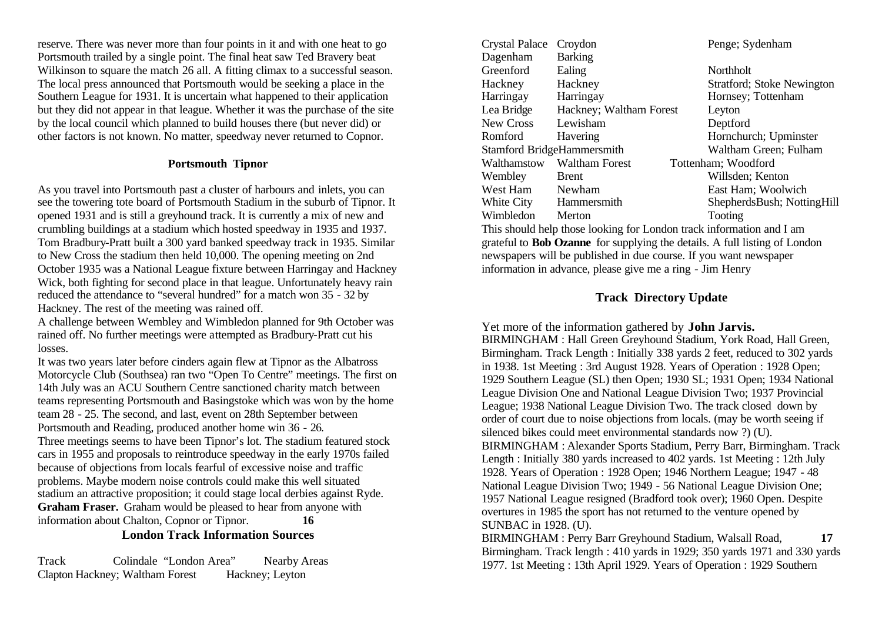reserve. There was never more than four points in it and with one heat to go Portsmouth trailed by a single point. The final heat saw Ted Bravery beat Wilkinson to square the match 26 all. A fitting climax to a successful season. The local press announced that Portsmouth would be seeking a place in the Southern League for 1931. It is uncertain what happened to their application but they did not appear in that league. Whether it was the purchase of the site by the local council which planned to build houses there (but never did) or other factors is not known. No matter, speedway never returned to Copnor.

### Portsmouth Tipnor

As you travel into Portsmouth past a cluster of harbours and inlets, you can see the towering tote board of Portsmouth Stadium in the suburb of Tipnor. It opened 1931 and is still a greyhound track. It is currently a mix of new and crumbling buildings at a stadium which hosted speedway in 1935 and 1937. Tom Bradbury-Pratt built a 300 yard banked speedway track in 1935. Similar to New Cross the stadium then held 10,000. The opening meeting on 2nd October 1935 was a National League fixture between Harringay and Hackney Wick, both fighting for second place in that league. Unfortunately heavy rain reduced the attendance to "several hundred" for a match won 35 - 32 by Hackney. The rest of the meeting was rained off.

A challenge between Wembley and Wimbledon planned for 9th October was rained off. No further meetings were attempted as Bradbury-Pratt cut his losses.

It was two years later before cinders again flew at Tipnor as the Albatross Motorcycle Club (Southsea) ran two "Open To Centre" meetings. The first on 14th July was an ACU Southern Centre sanctioned charity match between teams representing Portsmouth and Basingstoke which was won by the home team 28 - 25. The second, and last, event on 28th September between Portsmouth and Reading, produced another home win 36 - 26.

Three meetings seems to have been Tipnor's lot. The stadium featured stock cars in 1955 and proposals to reintroduce speedway in the early 1970s failed because of objections from locals fearful of excessive noise and traffic problems. Maybe modern noise controls could make this well situated stadium an attractive proposition; it could stage local derbies against Ryde.

**Graham Fraser.** Graham would be pleased to hear from anyone with information about Chalton, Copnor or Tipnor.

### London Track Information Sources

| Track | Colindale "London Area" | Nearby Areas |
|---|---|---|
| Clapton | Hackney; Waltham Forest | Hackney; Leyton |
| Crystal Palace | Croydon | Penge; Sydenham |
| Dagenham | Barking | |
| Greenford | Ealing | Northholt |
| Hackney | Hackney | Stratford; Stoke Newington |
| Harringay | Harringay | Hornsey; Tottenham |
| Lea Bridge | Hackney; Waltham Forest | Leyton |
| New Cross | Lewisham | Deptford |
| Romford | Havering | Hornchurch; Upminster |
| Stamford Bridge | Hammersmith | Waltham Green; Fulham |
| Walthamstow | Waltham Forest | Tottenham; Woodford |
| Wembley | Brent | Willsden; Kenton |
| West Ham | Newham | East Ham; Woolwich |
| White City | Hammersmith | ShepherdsBush; NottingHill |
| Wimbledon | Merton | Tooting |

This should help those looking for London track information and I am grateful to **Bob Ozanne** for supplying the details. A full listing of London newspapers will be published in due course. If you want newspaper information in advance, please give me a ring - Jim Henry

### Track Directory Update

Yet more of the information gathered by **John Jarvis.**

BIRMINGHAM : Hall Green Greyhound Stadium, York Road, Hall Green, Birmingham. Track Length : Initially 338 yards 2 feet, reduced to 302 yards in 1938. 1st Meeting : 3rd August 1928. Years of Operation : 1928 Open; 1929 Southern League (SL) then Open; 1930 SL; 1931 Open; 1934 National League Division One and National League Division Two; 1937 Provincial League; 1938 National League Division Two. The track closed down by order of court due to noise objections from locals. (may be worth seeing if silenced bikes could meet environmental standards now ?) (U).

BIRMINGHAM : Alexander Sports Stadium, Perry Barr, Birmingham. Track Length : Initially 380 yards increased to 402 yards. 1st Meeting : 12th July 1928. Years of Operation : 1928 Open; 1946 Northern League; 1947 - 48 National League Division Two; 1949 - 56 National League Division One; 1957 National League resigned (Bradford took over); 1960 Open. Despite overtures in 1985 the sport has not returned to the venture opened by SUNBAC in 1928. (U).

BIRMINGHAM : Perry Barr Greyhound Stadium, Walsall Road, Birmingham. Track length : 410 yards in 1929; 350 yards 1971 and 330 yards 1977. 1st Meeting : 13th April 1929. Years of Operation : 1929 Southern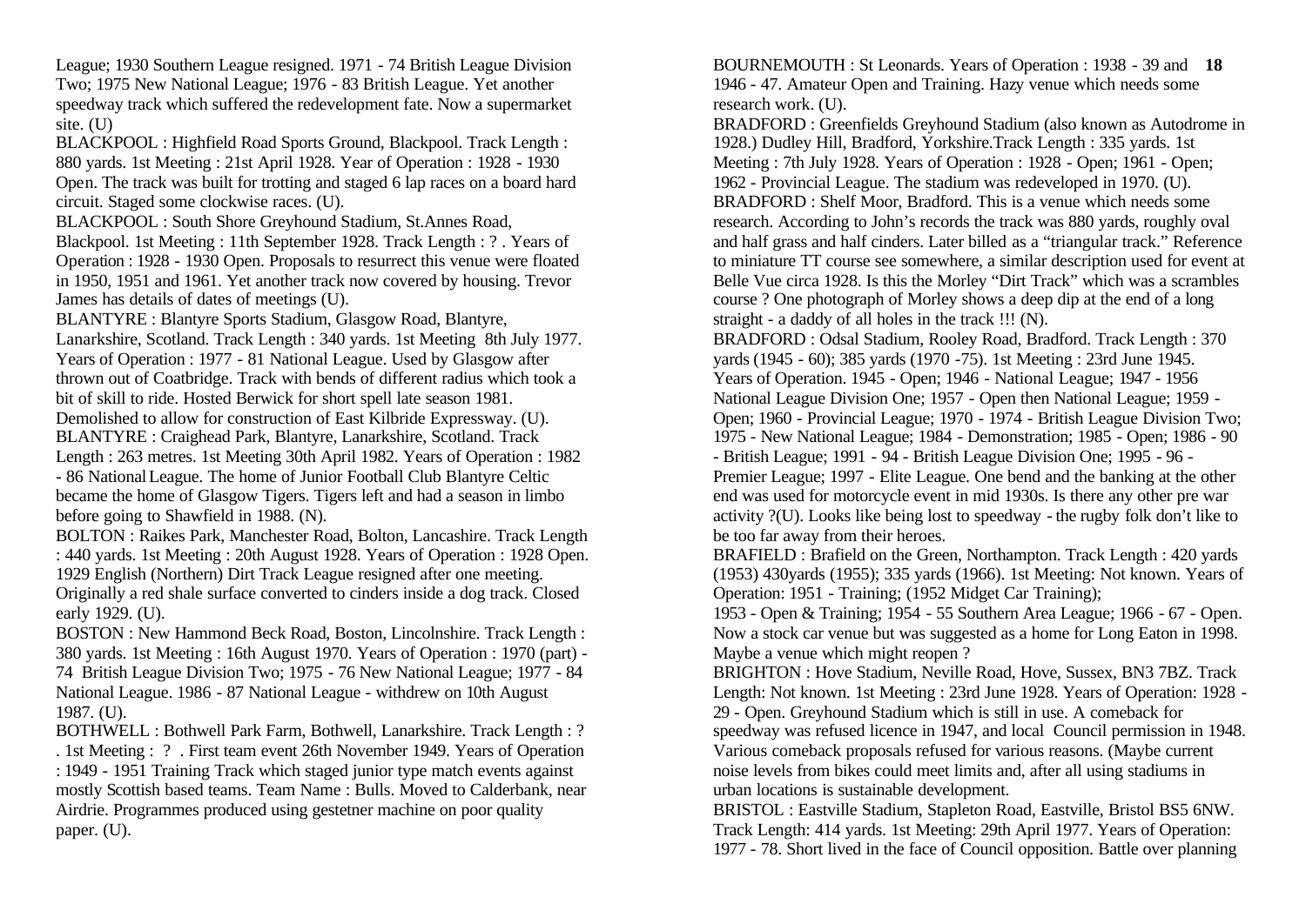League; 1930 Southern League resigned. 1971 - 74 British League Division Two; 1975 New National League; 1976 - 83 British League. Yet another speedway track which suffered the redevelopment fate. Now a supermarket site. (U)

BLACKPOOL : Highfield Road Sports Ground, Blackpool. Track Length : 880 yards. 1st Meeting : 21st April 1928. Year of Operation : 1928 - 1930 Open. The track was built for trotting and staged 6 lap races on a board hard circuit. Staged some clockwise races. (U).

BLACKPOOL : South Shore Greyhound Stadium, St.Annes Road, Blackpool. 1st Meeting : 11th September 1928. Track Length : ? . Years of Operation : 1928 - 1930 Open. Proposals to resurrect this venue were floated in 1950, 1951 and 1961. Yet another track now covered by housing. Trevor James has details of dates of meetings (U).

BLANTYRE : Blantyre Sports Stadium, Glasgow Road, Blantyre, Lanarkshire, Scotland. Track Length : 340 yards. 1st Meeting 8th July 1977. Years of Operation : 1977 - 81 National League. Used by Glasgow after thrown out of Coatbridge. Track with bends of different radius which took a bit of skill to ride. Hosted Berwick for short spell late season 1981. Demolished to allow for construction of East Kilbride Expressway. (U).

BLANTYRE : Craighead Park, Blantyre, Lanarkshire, Scotland. Track Length : 263 metres. 1st Meeting 30th April 1982. Years of Operation : 1982 - 86 National League. The home of Junior Football Club Blantyre Celtic became the home of Glasgow Tigers. Tigers left and had a season in limbo before going to Shawfield in 1988. (N).

BOLTON : Raikes Park, Manchester Road, Bolton, Lancashire. Track Length : 440 yards. 1st Meeting : 20th August 1928. Years of Operation : 1928 Open. 1929 English (Northern) Dirt Track League resigned after one meeting. Originally a red shale surface converted to cinders inside a dog track. Closed early 1929. (U).

BOSTON : New Hammond Beck Road, Boston, Lincolnshire. Track Length : 380 yards. 1st Meeting : 16th August 1970. Years of Operation : 1970 (part) - 74 British League Division Two; 1975 - 76 New National League; 1977 - 84 National League. 1986 - 87 National League - withdrew on 10th August 1987. (U).

BOTHWELL : Bothwell Park Farm, Bothwell, Lanarkshire. Track Length : ? . 1st Meeting : ? . First team event 26th November 1949. Years of Operation : 1949 - 1951 Training Track which staged junior type match events against mostly Scottish based teams. Team Name : Bulls. Moved to Calderbank, near Airdrie. Programmes produced using gestetner machine on poor quality paper. (U).

BOURNEMOUTH : St Leonards. Years of Operation : 1938 - 39 and 1946 - 47. Amateur Open and Training. Hazy venue which needs some research work. (U).

BRADFORD : Greenfields Greyhound Stadium (also known as Autodrome in 1928.) Dudley Hill, Bradford, Yorkshire.Track Length : 335 yards. 1st Meeting : 7th July 1928. Years of Operation : 1928 - Open; 1961 - Open; 1962 - Provincial League. The stadium was redeveloped in 1970. (U).

BRADFORD : Shelf Moor, Bradford. This is a venue which needs some research. According to John's records the track was 880 yards, roughly oval and half grass and half cinders. Later billed as a "triangular track." Reference to miniature TT course see somewhere, a similar description used for event at Belle Vue circa 1928. Is this the Morley "Dirt Track" which was a scrambles course ? One photograph of Morley shows a deep dip at the end of a long straight - a daddy of all holes in the track !!! (N).

BRADFORD : Odsal Stadium, Rooley Road, Bradford. Track Length : 370 yards (1945 - 60); 385 yards (1970 -75). 1st Meeting : 23rd June 1945. Years of Operation. 1945 - Open; 1946 - National League; 1947 - 1956 National League Division One; 1957 - Open then National League; 1959 - Open; 1960 - Provincial League; 1970 - 1974 - British League Division Two; 1975 - New National League; 1984 - Demonstration; 1985 - Open; 1986 - 90 - British League; 1991 - 94 - British League Division One; 1995 - 96 - Premier League; 1997 - Elite League. One bend and the banking at the other end was used for motorcycle event in mid 1930s. Is there any other pre war activity ?(U). Looks like being lost to speedway - the rugby folk don't like to be too far away from their heroes.

BRAFIELD : Brafield on the Green, Northampton. Track Length : 420 yards (1953) 430yards (1955); 335 yards (1966). 1st Meeting: Not known. Years of Operation: 1951 - Training; (1952 Midget Car Training);
1953 - Open & Training; 1954 - 55 Southern Area League; 1966 - 67 - Open. Now a stock car venue but was suggested as a home for Long Eaton in 1998. Maybe a venue which might reopen ?

BRIGHTON : Hove Stadium, Neville Road, Hove, Sussex, BN3 7BZ. Track Length: Not known. 1st Meeting : 23rd June 1928. Years of Operation: 1928 - 29 - Open. Greyhound Stadium which is still in use. A comeback for speedway was refused licence in 1947, and local Council permission in 1948. Various comeback proposals refused for various reasons. (Maybe current noise levels from bikes could meet limits and, after all using stadiums in urban locations is sustainable development.

BRISTOL : Eastville Stadium, Stapleton Road, Eastville, Bristol BS5 6NW. Track Length: 414 yards. 1st Meeting: 29th April 1977. Years of Operation: 1977 - 78. Short lived in the face of Council opposition. Battle over planning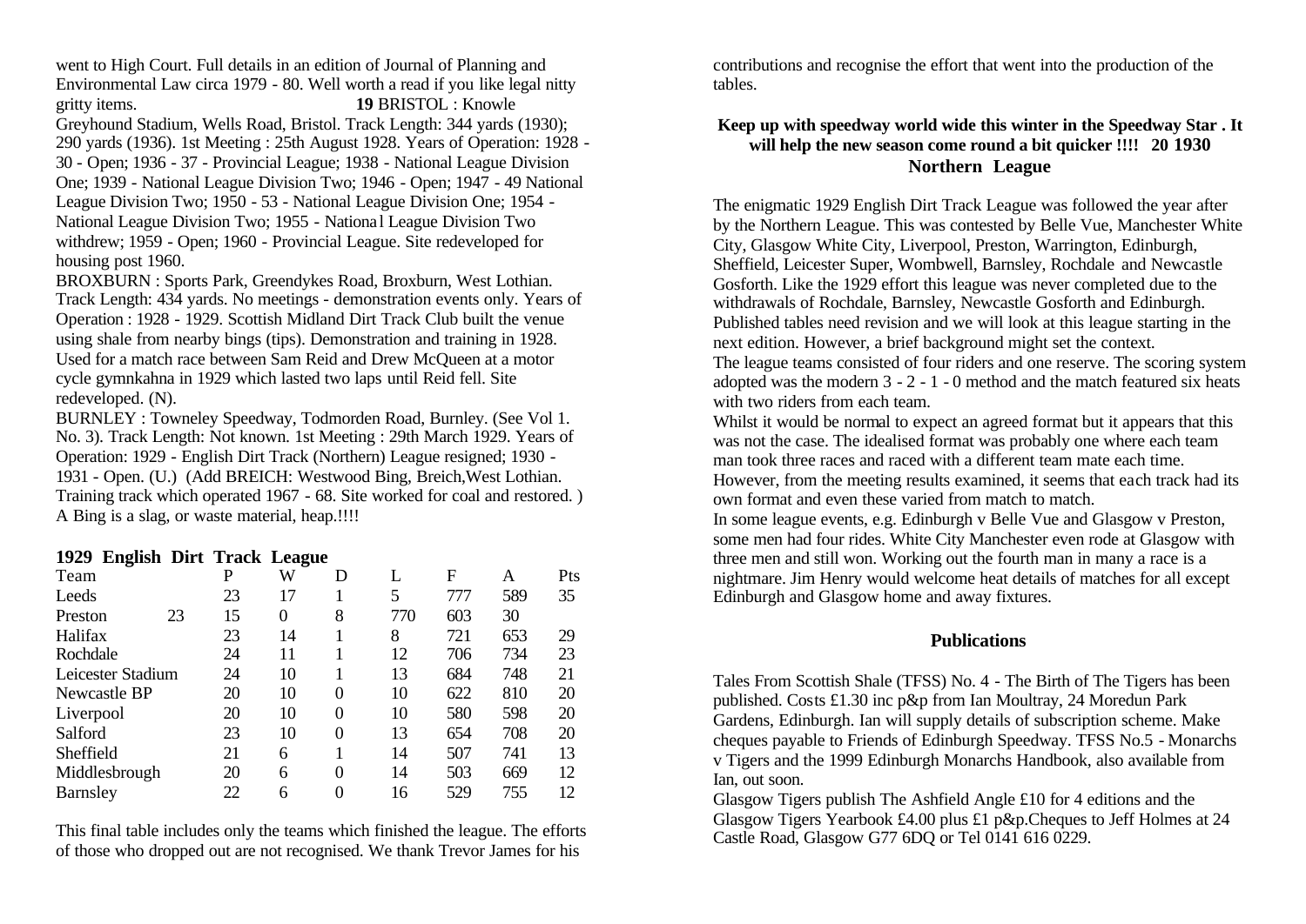went to High Court. Full details in an edition of Journal of Planning and Environmental Law circa 1979 - 80. Well worth a read if you like legal nitty gritty items. **19** BRISTOL : Knowle Greyhound Stadium, Wells Road, Bristol. Track Length: 344 yards (1930); 290 yards (1936). 1st Meeting : 25th August 1928. Years of Operation: 1928 - 30 - Open; 1936 - 37 - Provincial League; 1938 - National League Division One; 1939 - National League Division Two; 1946 - Open; 1947 - 49 National League Division Two; 1950 - 53 - National League Division One; 1954 - National League Division Two; 1955 - National League Division Two withdrew; 1959 - Open; 1960 - Provincial League. Site redeveloped for housing post 1960.

BROXBURN : Sports Park, Greendykes Road, Broxburn, West Lothian. Track Length: 434 yards. No meetings - demonstration events only. Years of Operation : 1928 - 1929. Scottish Midland Dirt Track Club built the venue using shale from nearby bings (tips). Demonstration and training in 1928. Used for a match race between Sam Reid and Drew McQueen at a motor cycle gymnkahna in 1929 which lasted two laps until Reid fell. Site redeveloped. (N).

BURNLEY : Towneley Speedway, Todmorden Road, Burnley. (See Vol 1. No. 3). Track Length: Not known. 1st Meeting : 29th March 1929. Years of Operation: 1929 - English Dirt Track (Northern) League resigned; 1930 - 1931 - Open. (U.) (Add BREICH: Westwood Bing, Breich,West Lothian. Training track which operated 1967 - 68. Site worked for coal and restored. ) A Bing is a slag, or waste material, heap.!!!!

**1929 English Dirt Track League**

| Team | P | W | D | L | F | A | Pts |
|---|---|---|---|---|---|---|---|
| Leeds | 23 | 17 | 1 | 5 | 777 | 589 | 35 |
| Preston | 23 | 15 | 0 | 8 | 770 | 603 | 30 |
| Halifax | 23 | 14 | 1 | 8 | 721 | 653 | 29 |
| Rochdale | 24 | 11 | 1 | 12 | 706 | 734 | 23 |
| Leicester Stadium | 24 | 10 | 1 | 13 | 684 | 748 | 21 |
| Newcastle BP | 20 | 10 | 0 | 10 | 622 | 810 | 20 |
| Liverpool | 20 | 10 | 0 | 10 | 580 | 598 | 20 |
| Salford | 23 | 10 | 0 | 13 | 654 | 708 | 20 |
| Sheffield | 21 | 6 | 1 | 14 | 507 | 741 | 13 |
| Middlesbrough | 20 | 6 | 0 | 14 | 503 | 669 | 12 |
| Barnsley | 22 | 6 | 0 | 16 | 529 | 755 | 12 |

This final table includes only the teams which finished the league. The efforts of those who dropped out are not recognised. We thank Trevor James for his contributions and recognise the effort that went into the production of the tables.

**Keep up with speedway world wide this winter in the Speedway Star . It will help the new season come round a bit quicker !!!!**

## 20 1930 Northern League

The enigmatic 1929 English Dirt Track League was followed the year after by the Northern League. This was contested by Belle Vue, Manchester White City, Glasgow White City, Liverpool, Preston, Warrington, Edinburgh, Sheffield, Leicester Super, Wombwell, Barnsley, Rochdale and Newcastle Gosforth. Like the 1929 effort this league was never completed due to the withdrawals of Rochdale, Barnsley, Newcastle Gosforth and Edinburgh. Published tables need revision and we will look at this league starting in the next edition. However, a brief background might set the context.

The league teams consisted of four riders and one reserve. The scoring system adopted was the modern 3 - 2 - 1 - 0 method and the match featured six heats with two riders from each team.

Whilst it would be normal to expect an agreed format but it appears that this was not the case. The idealised format was probably one where each team man took three races and raced with a different team mate each time. However, from the meeting results examined, it seems that each track had its own format and even these varied from match to match.

In some league events, e.g. Edinburgh v Belle Vue and Glasgow v Preston, some men had four rides. White City Manchester even rode at Glasgow with three men and still won. Working out the fourth man in many a race is a nightmare. Jim Henry would welcome heat details of matches for all except Edinburgh and Glasgow home and away fixtures.

## Publications

Tales From Scottish Shale (TFSS) No. 4 - The Birth of The Tigers has been published. Costs £1.30 inc p&p from Ian Moultray, 24 Moredun Park Gardens, Edinburgh. Ian will supply details of subscription scheme. Make cheques payable to Friends of Edinburgh Speedway. TFSS No.5 - Monarchs v Tigers and the 1999 Edinburgh Monarchs Handbook, also available from Ian, out soon.

Glasgow Tigers publish The Ashfield Angle £10 for 4 editions and the Glasgow Tigers Yearbook £4.00 plus £1 p&p.Cheques to Jeff Holmes at 24 Castle Road, Glasgow G77 6DQ or Tel 0141 616 0229.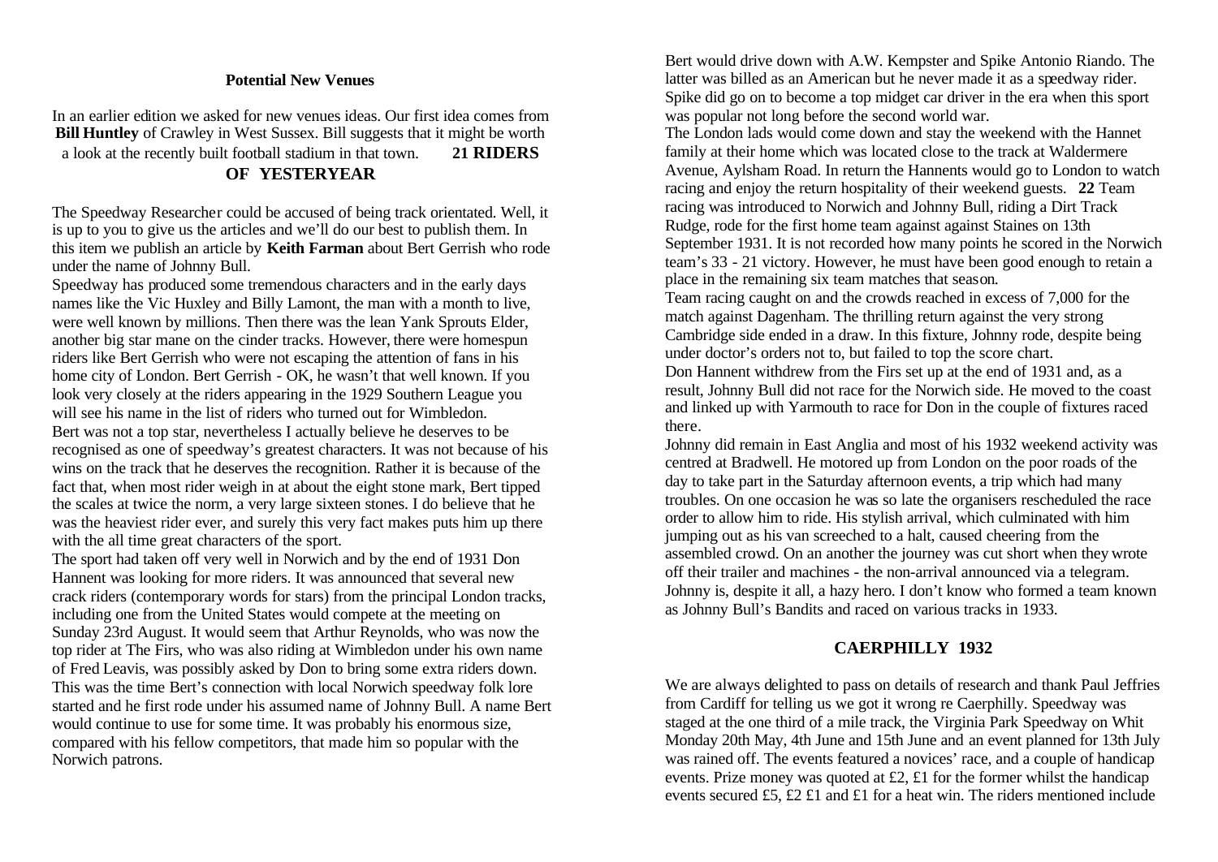### Potential New Venues

In an earlier edition we asked for new venues ideas. Our first idea comes from **Bill Huntley** of Crawley in West Sussex. Bill suggests that it might be worth a look at the recently built football stadium in that town.

## RIDERS OF YESTERYEAR

The Speedway Researcher could be accused of being track orientated. Well, it is up to you to give us the articles and we'll do our best to publish them. In this item we publish an article by **Keith Farman** about Bert Gerrish who rode under the name of Johnny Bull.

Speedway has produced some tremendous characters and in the early days names like the Vic Huxley and Billy Lamont, the man with a month to live, were well known by millions. Then there was the lean Yank Sprouts Elder, another big star mane on the cinder tracks. However, there were homespun riders like Bert Gerrish who were not escaping the attention of fans in his home city of London. Bert Gerrish - OK, he wasn't that well known. If you look very closely at the riders appearing in the 1929 Southern League you will see his name in the list of riders who turned out for Wimbledon.

Bert was not a top star, nevertheless I actually believe he deserves to be recognised as one of speedway's greatest characters. It was not because of his wins on the track that he deserves the recognition. Rather it is because of the fact that, when most rider weigh in at about the eight stone mark, Bert tipped the scales at twice the norm, a very large sixteen stones. I do believe that he was the heaviest rider ever, and surely this very fact makes puts him up there with the all time great characters of the sport.

The sport had taken off very well in Norwich and by the end of 1931 Don Hannent was looking for more riders. It was announced that several new crack riders (contemporary words for stars) from the principal London tracks, including one from the United States would compete at the meeting on Sunday 23rd August. It would seem that Arthur Reynolds, who was now the top rider at The Firs, who was also riding at Wimbledon under his own name of Fred Leavis, was possibly asked by Don to bring some extra riders down. This was the time Bert's connection with local Norwich speedway folk lore started and he first rode under his assumed name of Johnny Bull. A name Bert would continue to use for some time. It was probably his enormous size, compared with his fellow competitors, that made him so popular with the Norwich patrons.

Bert would drive down with A.W. Kempster and Spike Antonio Riando. The latter was billed as an American but he never made it as a speedway rider. Spike did go on to become a top midget car driver in the era when this sport was popular not long before the second world war.

The London lads would come down and stay the weekend with the Hannet family at their home which was located close to the track at Waldermere Avenue, Aylsham Road. In return the Hannents would go to London to watch racing and enjoy the return hospitality of their weekend guests. Team racing was introduced to Norwich and Johnny Bull, riding a Dirt Track Rudge, rode for the first home team against against Staines on 13th September 1931. It is not recorded how many points he scored in the Norwich team's 33 - 21 victory. However, he must have been good enough to retain a place in the remaining six team matches that season.

Team racing caught on and the crowds reached in excess of 7,000 for the match against Dagenham. The thrilling return against the very strong Cambridge side ended in a draw. In this fixture, Johnny rode, despite being under doctor's orders not to, but failed to top the score chart.

Don Hannent withdrew from the Firs set up at the end of 1931 and, as a result, Johnny Bull did not race for the Norwich side. He moved to the coast and linked up with Yarmouth to race for Don in the couple of fixtures raced there.

Johnny did remain in East Anglia and most of his 1932 weekend activity was centred at Bradwell. He motored up from London on the poor roads of the day to take part in the Saturday afternoon events, a trip which had many troubles. On one occasion he was so late the organisers rescheduled the race order to allow him to ride. His stylish arrival, which culminated with him jumping out as his van screeched to a halt, caused cheering from the assembled crowd. On an another the journey was cut short when they wrote off their trailer and machines - the non-arrival announced via a telegram. Johnny is, despite it all, a hazy hero. I don't know who formed a team known as Johnny Bull's Bandits and raced on various tracks in 1933.

## CAERPHILLY 1932

We are always delighted to pass on details of research and thank Paul Jeffries from Cardiff for telling us we got it wrong re Caerphilly. Speedway was staged at the one third of a mile track, the Virginia Park Speedway on Whit Monday 20th May, 4th June and 15th June and an event planned for 13th July was rained off. The events featured a novices' race, and a couple of handicap events. Prize money was quoted at £2, £1 for the former whilst the handicap events secured £5, £2 £1 and £1 for a heat win. The riders mentioned include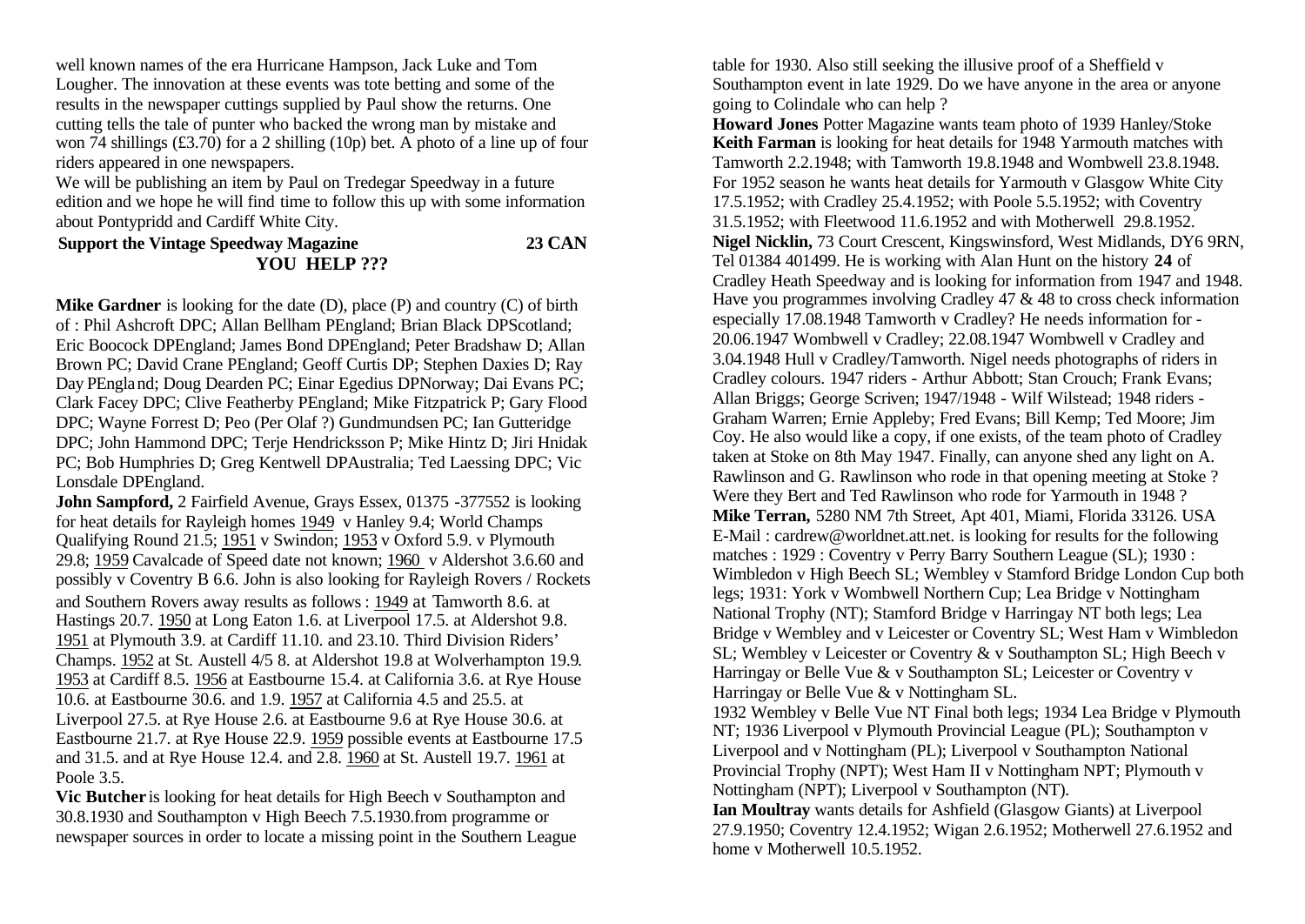well known names of the era Hurricane Hampson, Jack Luke and Tom Lougher. The innovation at these events was tote betting and some of the results in the newspaper cuttings supplied by Paul show the returns. One cutting tells the tale of punter who backed the wrong man by mistake and won 74 shillings (£3.70) for a 2 shilling (10p) bet. A photo of a line up of four riders appeared in one newspapers.

We will be publishing an item by Paul on Tredegar Speedway in a future edition and we hope he will find time to follow this up with some information about Pontypridd and Cardiff White City.

**Support the Vintage Speedway Magazine**

## CAN YOU HELP ???

**Mike Gardner** is looking for the date (D), place (P) and country (C) of birth of : Phil Ashcroft DPC; Allan Bellham PEngland; Brian Black DPScotland; Eric Boocock DPEngland; James Bond DPEngland; Peter Bradshaw D; Allan Brown PC; David Crane PEngland; Geoff Curtis DP; Stephen Daxies D; Ray Day PEngland; Doug Dearden PC; Einar Egedius DPNorway; Dai Evans PC; Clark Facey DPC; Clive Featherby PEngland; Mike Fitzpatrick P; Gary Flood DPC; Wayne Forrest D; Peo (Per Olaf ?) Gundmundsen PC; Ian Gutteridge DPC; John Hammond DPC; Terje Hendricksson P; Mike Hintz D; Jiri Hnidak PC; Bob Humphries D; Greg Kentwell DPAustralia; Ted Laessing DPC; Vic Lonsdale DPEngland.

**John Sampford,** 2 Fairfield Avenue, Grays Essex, 01375 -377552 is looking for heat details for Rayleigh homes 1949 v Hanley 9.4; World Champs Qualifying Round 21.5; 1951 v Swindon; 1953 v Oxford 5.9. v Plymouth 29.8; 1959 Cavalcade of Speed date not known; 1960 v Aldershot 3.6.60 and possibly v Coventry B 6.6. John is also looking for Rayleigh Rovers / Rockets and Southern Rovers away results as follows : 1949 at Tamworth 8.6. at Hastings 20.7. 1950 at Long Eaton 1.6. at Liverpool 17.5. at Aldershot 9.8. 1951 at Plymouth 3.9. at Cardiff 11.10. and 23.10. Third Division Riders' Champs. 1952 at St. Austell 4/5 8. at Aldershot 19.8 at Wolverhampton 19.9. 1953 at Cardiff 8.5. 1956 at Eastbourne 15.4. at California 3.6. at Rye House 10.6. at Eastbourne 30.6. and 1.9. 1957 at California 4.5 and 25.5. at Liverpool 27.5. at Rye House 2.6. at Eastbourne 9.6 at Rye House 30.6. at Eastbourne 21.7. at Rye House 22.9. 1959 possible events at Eastbourne 17.5 and 31.5. and at Rye House 12.4. and 2.8. 1960 at St. Austell 19.7. 1961 at Poole 3.5.

**Vic Butcher** is looking for heat details for High Beech v Southampton and 30.8.1930 and Southampton v High Beech 7.5.1930.from programme or newspaper sources in order to locate a missing point in the Southern League table for 1930. Also still seeking the illusive proof of a Sheffield v Southampton event in late 1929. Do we have anyone in the area or anyone going to Colindale who can help ?

**Howard Jones** Potter Magazine wants team photo of 1939 Hanley/Stoke

**Keith Farman** is looking for heat details for 1948 Yarmouth matches with Tamworth 2.2.1948; with Tamworth 19.8.1948 and Wombwell 23.8.1948. For 1952 season he wants heat details for Yarmouth v Glasgow White City 17.5.1952; with Cradley 25.4.1952; with Poole 5.5.1952; with Coventry 31.5.1952; with Fleetwood 11.6.1952 and with Motherwell 29.8.1952.

**Nigel Nicklin,** 73 Court Crescent, Kingswinsford, West Midlands, DY6 9RN, Tel 01384 401499. He is working with Alan Hunt on the history of Cradley Heath Speedway and is looking for information from 1947 and 1948. Have you programmes involving Cradley 47 & 48 to cross check information especially 17.08.1948 Tamworth v Cradley? He needs information for - 20.06.1947 Wombwell v Cradley; 22.08.1947 Wombwell v Cradley and 3.04.1948 Hull v Cradley/Tamworth. Nigel needs photographs of riders in Cradley colours. 1947 riders - Arthur Abbott; Stan Crouch; Frank Evans; Allan Briggs; George Scriven; 1947/1948 - Wilf Wilstead; 1948 riders - Graham Warren; Ernie Appleby; Fred Evans; Bill Kemp; Ted Moore; Jim Coy. He also would like a copy, if one exists, of the team photo of Cradley taken at Stoke on 8th May 1947. Finally, can anyone shed any light on A. Rawlinson and G. Rawlinson who rode in that opening meeting at Stoke ? Were they Bert and Ted Rawlinson who rode for Yarmouth in 1948 ?

**Mike Terran,** 5280 NM 7th Street, Apt 401, Miami, Florida 33126. USA E-Mail : cardrew@worldnet.att.net. is looking for results for the following matches : 1929 : Coventry v Perry Barry Southern League (SL); 1930 : Wimbledon v High Beech SL; Wembley v Stamford Bridge London Cup both legs; 1931: York v Wombwell Northern Cup; Lea Bridge v Nottingham National Trophy (NT); Stamford Bridge v Harringay NT both legs; Lea Bridge v Wembley and v Leicester or Coventry SL; West Ham v Wimbledon SL; Wembley v Leicester or Coventry & v Southampton SL; High Beech v Harringay or Belle Vue & v Southampton SL; Leicester or Coventry v Harringay or Belle Vue & v Nottingham SL.

1932 Wembley v Belle Vue NT Final both legs; 1934 Lea Bridge v Plymouth NT; 1936 Liverpool v Plymouth Provincial League (PL); Southampton v Liverpool and v Nottingham (PL); Liverpool v Southampton National Provincial Trophy (NPT); West Ham II v Nottingham NPT; Plymouth v Nottingham (NPT); Liverpool v Southampton (NT).

**Ian Moultray** wants details for Ashfield (Glasgow Giants) at Liverpool 27.9.1950; Coventry 12.4.1952; Wigan 2.6.1952; Motherwell 27.6.1952 and home v Motherwell 10.5.1952.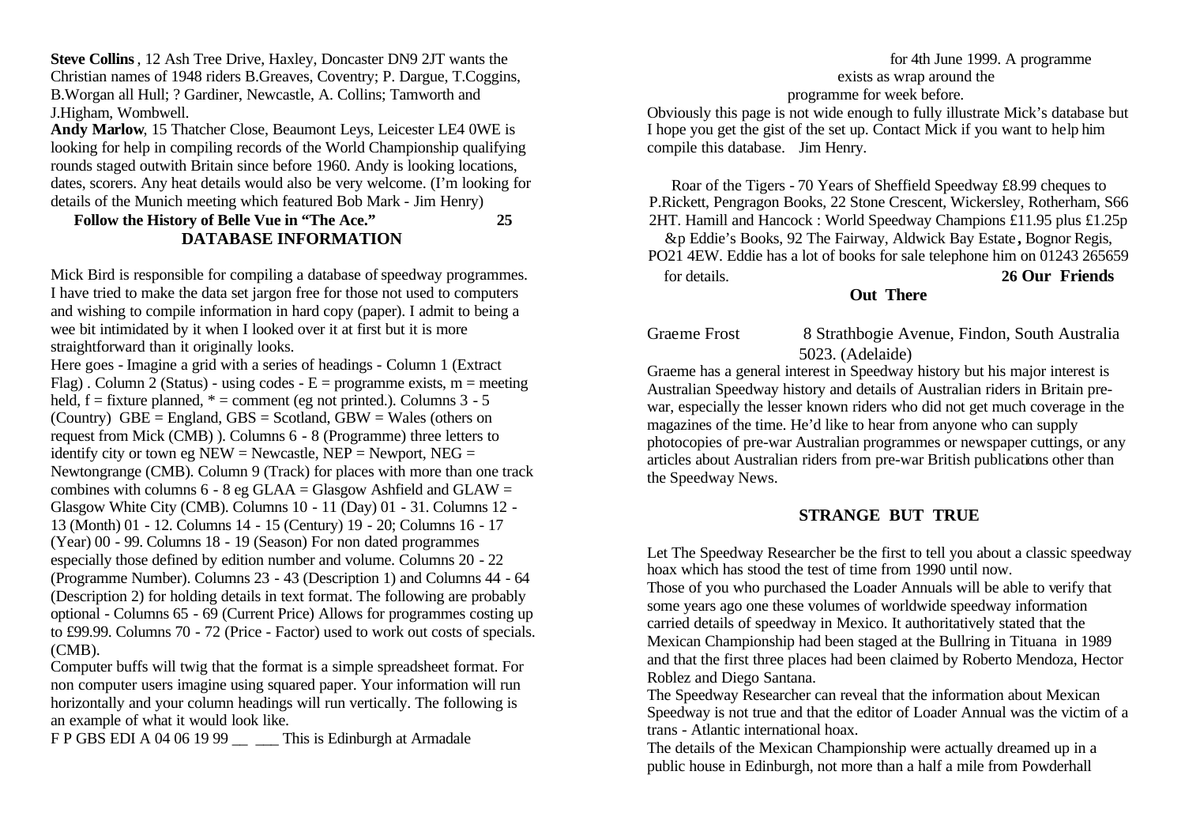**Steve Collins**, 12 Ash Tree Drive, Haxley, Doncaster DN9 2JT wants the Christian names of 1948 riders B.Greaves, Coventry; P. Dargue, T.Coggins, B.Worgan all Hull; ? Gardiner, Newcastle, A. Collins; Tamworth and J.Higham, Wombwell.

**Andy Marlow**, 15 Thatcher Close, Beaumont Leys, Leicester LE4 0WE is looking for help in compiling records of the World Championship qualifying rounds staged outwith Britain since before 1960. Andy is looking locations, dates, scorers. Any heat details would also be very welcome. (I'm looking for details of the Munich meeting which featured Bob Mark - Jim Henry)

**Follow the History of Belle Vue in "The Ace."**

## 25 DATABASE INFORMATION

Mick Bird is responsible for compiling a database of speedway programmes. I have tried to make the data set jargon free for those not used to computers and wishing to compile information in hard copy (paper). I admit to being a wee bit intimidated by it when I looked over it at first but it is more straightforward than it originally looks.

Here goes - Imagine a grid with a series of headings - Column 1 (Extract Flag) . Column 2 (Status) - using codes - E = programme exists, m = meeting held, f = fixture planned, * = comment (eg not printed.). Columns 3 - 5 (Country) GBE = England, GBS = Scotland, GBW = Wales (others on request from Mick (CMB) ). Columns 6 - 8 (Programme) three letters to identify city or town eg NEW = Newcastle, NEP = Newport, NEG = Newtongrange (CMB). Column 9 (Track) for places with more than one track combines with columns 6 - 8 eg GLAA = Glasgow Ashfield and GLAW = Glasgow White City (CMB). Columns 10 - 11 (Day) 01 - 31. Columns 12 - 13 (Month) 01 - 12. Columns 14 - 15 (Century) 19 - 20; Columns 16 - 17 (Year) 00 - 99. Columns 18 - 19 (Season) For non dated programmes especially those defined by edition number and volume. Columns 20 - 22 (Programme Number). Columns 23 - 43 (Description 1) and Columns 44 - 64 (Description 2) for holding details in text format. The following are probably optional - Columns 65 - 69 (Current Price) Allows for programmes costing up to £99.99. Columns 70 - 72 (Price - Factor) used to work out costs of specials. (CMB).

Computer buffs will twig that the format is a simple spreadsheet format. For non computer users imagine using squared paper. Your information will run horizontally and your column headings will run vertically. The following is an example of what it would look like.

F P GBS EDI A 04 06 19 99 __ ___ This is Edinburgh at Armadale for 4th June 1999. A programme exists as wrap around the programme for week before.

Obviously this page is not wide enough to fully illustrate Mick's database but I hope you get the gist of the set up. Contact Mick if you want to help him compile this database. Jim Henry.

Roar of the Tigers - 70 Years of Sheffield Speedway £8.99 cheques to P.Rickett, Pengragon Books, 22 Stone Crescent, Wickersley, Rotherham, S66 2HT. Hamill and Hancock : World Speedway Champions £11.95 plus £1.25p &p Eddie's Books, 92 The Fairway, Aldwick Bay Estate, Bognor Regis, PO21 4EW. Eddie has a lot of books for sale telephone him on 01243 265659 for details.

## 26 Our Friends Out There

Graeme Frost 8 Strathbogie Avenue, Findon, South Australia 5023. (Adelaide)

Graeme has a general interest in Speedway history but his major interest is Australian Speedway history and details of Australian riders in Britain pre-war, especially the lesser known riders who did not get much coverage in the magazines of the time. He'd like to hear from anyone who can supply photocopies of pre-war Australian programmes or newspaper cuttings, or any articles about Australian riders from pre-war British publications other than the Speedway News.

## STRANGE BUT TRUE

Let The Speedway Researcher be the first to tell you about a classic speedway hoax which has stood the test of time from 1990 until now.

Those of you who purchased the Loader Annuals will be able to verify that some years ago one these volumes of worldwide speedway information carried details of speedway in Mexico. It authoritatively stated that the Mexican Championship had been staged at the Bullring in Tituana in 1989 and that the first three places had been claimed by Roberto Mendoza, Hector Roblez and Diego Santana.

The Speedway Researcher can reveal that the information about Mexican Speedway is not true and that the editor of Loader Annual was the victim of a trans - Atlantic international hoax.

The details of the Mexican Championship were actually dreamed up in a public house in Edinburgh, not more than a half a mile from Powderhall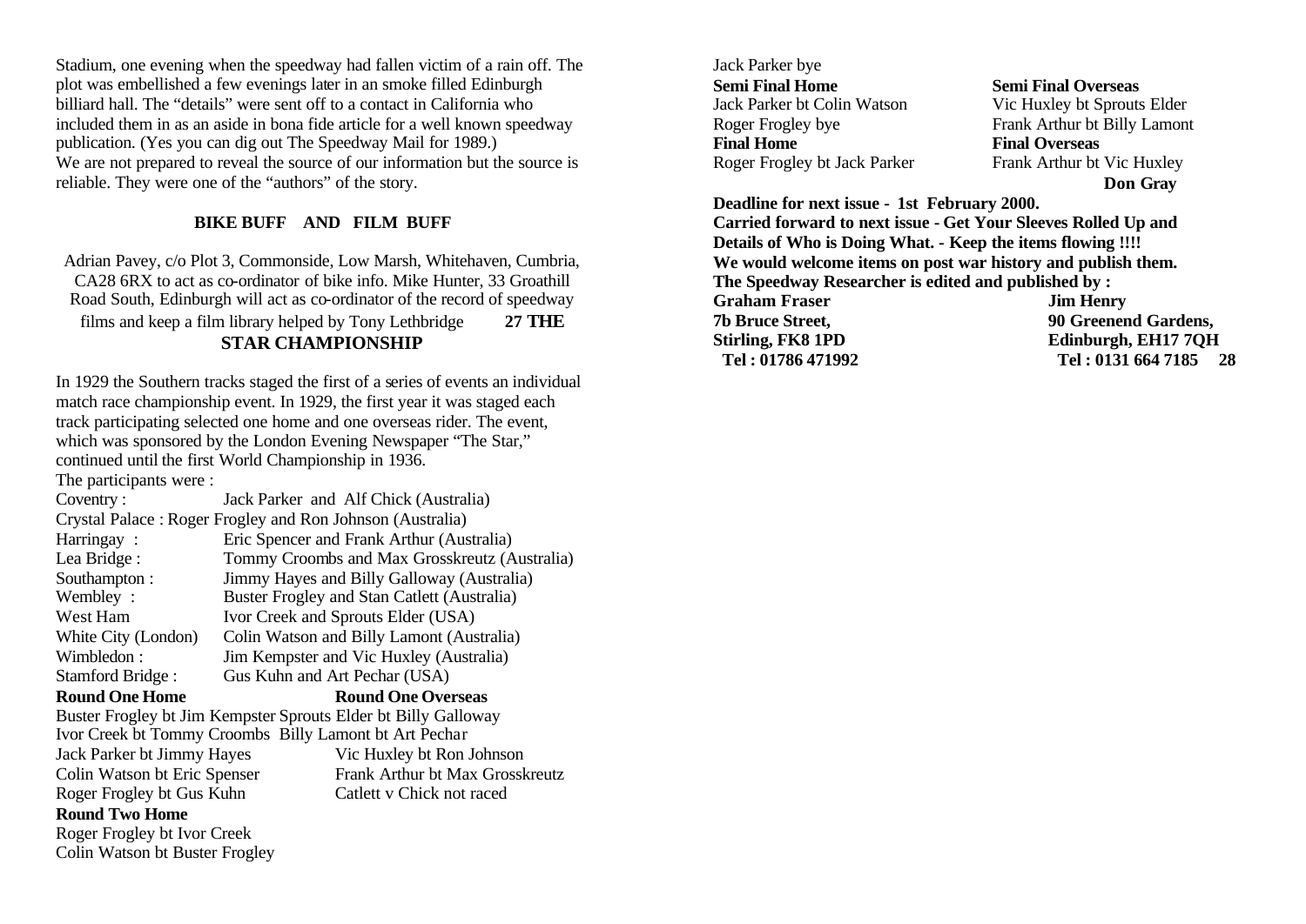Stadium, one evening when the speedway had fallen victim of a rain off. The plot was embellished a few evenings later in an smoke filled Edinburgh billiard hall. The "details" were sent off to a contact in California who included them in as an aside in bona fide article for a well known speedway publication. (Yes you can dig out The Speedway Mail for 1989.)
We are not prepared to reveal the source of our information but the source is reliable. They were one of the "authors" of the story.

**BIKE BUFF AND FILM BUFF**

Adrian Pavey, c/o Plot 3, Commonside, Low Marsh, Whitehaven, Cumbria, CA28 6RX to act as co-ordinator of bike info. Mike Hunter, 33 Groathill Road South, Edinburgh will act as co-ordinator of the record of speedway films and keep a film library helped by Tony Lethbridge

**THE STAR CHAMPIONSHIP**

In 1929 the Southern tracks staged the first of a series of events an individual match race championship event. In 1929, the first year it was staged each track participating selected one home and one overseas rider. The event, which was sponsored by the London Evening Newspaper "The Star," continued until the first World Championship in 1936.

The participants were :

| | |
|---|---|
| Coventry : | Jack Parker and Alf Chick (Australia) |
| Crystal Palace : | Roger Frogley and Ron Johnson (Australia) |
| Harringay : | Eric Spencer and Frank Arthur (Australia) |
| Lea Bridge : | Tommy Croombs and Max Grosskreutz (Australia) |
| Southampton : | Jimmy Hayes and Billy Galloway (Australia) |
| Wembley : | Buster Frogley and Stan Catlett (Australia) |
| West Ham | Ivor Creek and Sprouts Elder (USA) |
| White City (London) | Colin Watson and Billy Lamont (Australia) |
| Wimbledon : | Jim Kempster and Vic Huxley (Australia) |
| Stamford Bridge : | Gus Kuhn and Art Pechar (USA) |

| **Round One Home** | **Round One Overseas** |
|---|---|
| Buster Frogley bt Jim Kempster | Sprouts Elder bt Billy Galloway |
| Ivor Creek bt Tommy Croombs | Billy Lamont bt Art Pechar |
| Jack Parker bt Jimmy Hayes | Vic Huxley bt Ron Johnson |
| Colin Watson bt Eric Spenser | Frank Arthur bt Max Grosskreutz |
| Roger Frogley bt Gus Kuhn | Catlett v Chick not raced |

**Round Two Home**

Roger Frogley bt Ivor Creek
Colin Watson bt Buster Frogley
Jack Parker bye

| **Semi Final Home** | **Semi Final Overseas** |
|---|---|
| Jack Parker bt Colin Watson | Vic Huxley bt Sprouts Elder |
| Roger Frogley bye | Frank Arthur bt Billy Lamont |
| **Final Home** | **Final Overseas** |
| Roger Frogley bt Jack Parker | Frank Arthur bt Vic Huxley |

**Don Gray**

**Deadline for next issue - 1st February 2000.**
**Carried forward to next issue - Get Your Sleeves Rolled Up and Details of Who is Doing What. - Keep the items flowing !!!!**
**We would welcome items on post war history and publish them.**
**The Speedway Researcher is edited and published by :**

| **Graham Fraser** | **Jim Henry** |
|---|---|
| **7b Bruce Street,** | **90 Greenend Gardens,** |
| **Stirling, FK8 1PD** | **Edinburgh, EH17 7QH** |
| **Tel : 01786 471992** | **Tel : 0131 664 7185** |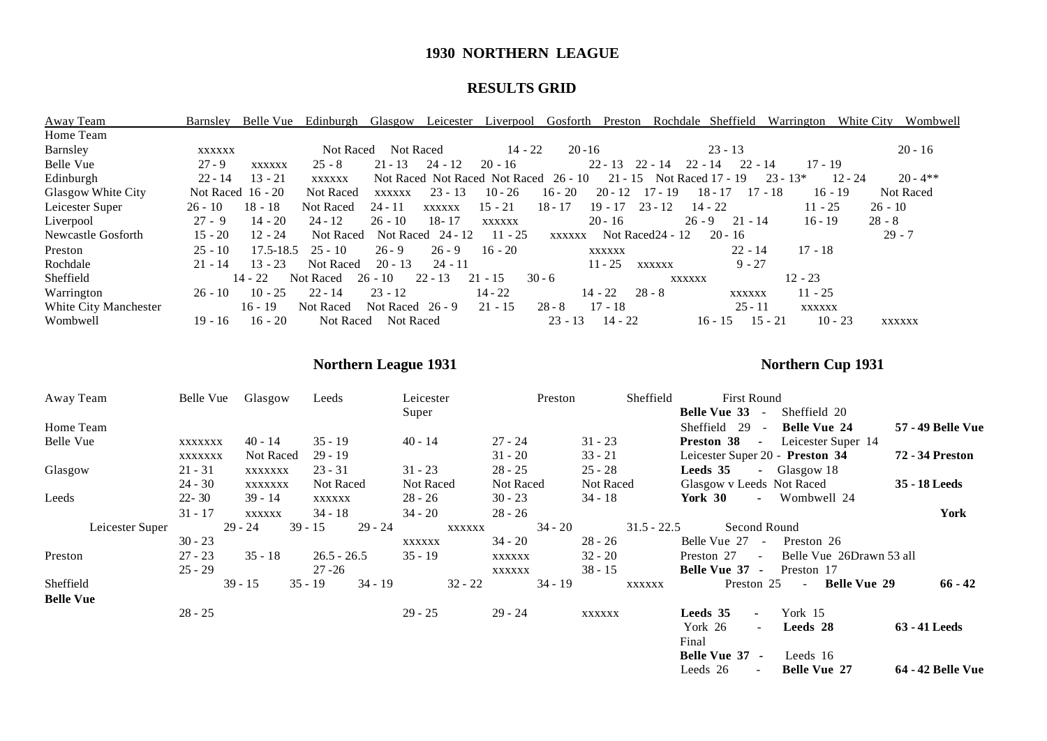# 1930 NORTHERN LEAGUE

## RESULTS GRID

| Away Team / Home Team | Barnsley | Belle Vue | Edinburgh | Glasgow | Leicester | Liverpool | Gosforth | Preston | Rochdale | Sheffield | Warrington | White City | Wombwell |
|---|---|---|---|---|---|---|---|---|---|---|---|---|---|
| Barnsley | xxxxxx | | Not Raced | Not Raced | | 14 - 22 | 20 -16 | | | 23 - 13 | | | 20 - 16 |
| Belle Vue | 27 - 9 | xxxxxx | 25 - 8 | 21 - 13 | 24 - 12 | 20 - 16 | | 22 - 13 | 22 - 14 | 22 - 14 | 22 - 14 | 17 - 19 | |
| Edinburgh | 22 - 14 | 13 - 21 | xxxxxx | Not Raced | Not Raced | Not Raced | Not Raced | 26 - 10 | 21 - 15 | Not Raced | 17 - 19 | 23 - 13* | 12 - 24 |
| Glasgow White City | Not Raced | 16 - 20 | Not Raced | xxxxxx | 23 - 13 | 10 - 26 | 16 - 20 | 20 - 12 | 17 - 19 | 18 - 17 | 17 - 18 | 16 - 19 | Not Raced |
| Leicester Super | 26 - 10 | 18 - 18 | Not Raced | 24 - 11 | xxxxxx | 15 - 21 | 18 - 17 | 19 - 17 | 23 - 12 | 14 - 22 | | 11 - 25 | 26 - 10 |
| Liverpool | 27 - 9 | 14 - 20 | 24 - 12 | 26 - 10 | 18- 17 | xxxxxx | | 20 - 16 | | 26 - 9 | 21 - 14 | 16 - 19 | 28 - 8 |
| Newcastle Gosforth | 15 - 20 | 12 - 24 | Not Raced | Not Raced | 24 - 12 | 11 - 25 | xxxxxx | Not Raced | 24 - 12 | 20 - 16 | | | 29 - 7 |
| Preston | 25 - 10 | 17.5-18.5 | 25 - 10 | 26 - 9 | 26 - 9 | 16 - 20 | | xxxxxx | | 22 - 14 | | 17 - 18 | |
| Rochdale | 21 - 14 | 13 - 23 | Not Raced | 20 - 13 | 24 - 11 | | | 11 - 25 | xxxxxx | 9 - 27 | | | |
| Sheffield | | 14 - 22 | Not Raced | 26 - 10 | 22 - 13 | 21 - 15 | 30 - 6 | | | xxxxxx | | 12 - 23 | |
| Warrington | 26 - 10 | 10 - 25 | 22 - 14 | 23 - 12 | | 14 - 22 | | 14 - 22 | 28 - 8 | | xxxxxx | 11 - 25 | |
| White City Manchester | | 16 - 19 | Not Raced | Not Raced | 26 - 9 | 21 - 15 | 28 - 8 | 17 - 18 | | 25 - 11 | | xxxxxx | |
| Wombwell | 19 - 16 | 16 - 20 | Not Raced | Not Raced | | | 23 - 13 | 14 - 22 | | 16 - 15 | 15 - 21 | 10 - 23 | xxxxxx |

Note: Edinburgh row Wombwell result: 20 - 4**

## Northern League 1931

| Away Team / Home Team | Belle Vue | Glasgow | Leeds | Leicester Super | Preston | Sheffield |
|---|---|---|---|---|---|---|
| Belle Vue | xxxxxxx | 40 - 14 | 35 - 19 | 40 - 14 | 27 - 24 | 31 - 23 |
| | xxxxxxx | Not Raced | 29 - 19 | | 31 - 20 | 33 - 21 |
| Glasgow | 21 - 31 | xxxxxxx | 23 - 31 | 31 - 23 | 28 - 25 | 25 - 28 |
| | 24 - 30 | xxxxxxx | Not Raced | Not Raced | Not Raced | Not Raced |
| Leeds | 22- 30 | 39 - 14 | xxxxxx | 28 - 26 | 30 - 23 | 34 - 18 |
| | 31 - 17 | xxxxxx | 34 - 18 | 34 - 20 | 28 - 26 | |
| Leicester Super | 29 - 24 | 39 - 15 | 29 - 24 | xxxxxx | 34 - 20 | 31.5 - 22.5 |
| | 30 - 23 | | | xxxxxx | 34 - 20 | 28 - 26 |
| Preston | 27 - 23 | 35 - 18 | 26.5 - 26.5 | 35 - 19 | xxxxxx | 32 - 20 |
| | 25 - 29 | | 27 -26 | | xxxxxx | 38 - 15 |
| Sheffield | 39 - 15 | 35 - 19 | 34 - 19 | 32 - 22 | 34 - 19 | xxxxxx |
| **Belle Vue** | 28 - 25 | | | 29 - 25 | 29 - 24 | xxxxxx |

## Northern Cup 1931

| Match | Aggregate |
|---|---|
| **First Round** | |
| **Belle Vue 33** - Sheffield 20 | |
| Sheffield 29 - **Belle Vue 24** | **57 - 49 Belle Vue** |
| **Preston 38** - Leicester Super 14 | |
| Leicester Super 20 - **Preston 34** | **72 - 34 Preston** |
| **Leeds 35** - Glasgow 18 | |
| Glasgow v Leeds Not Raced | **35 - 18 Leeds** |
| **York 30** - Wombwell 24 | |
| | **York** |
| **Second Round** | |
| Belle Vue 27 - Preston 26 | |
| Preston 27 - Belle Vue 26Drawn 53 all | |
| **Belle Vue 37** - Preston 17 | |
| Preston 25 - **Belle Vue 29** | **66 - 42** |
| **Leeds 35** - York 15 | |
| York 26 - **Leeds 28** | **63 - 41 Leeds** |
| **Final** | |
| **Belle Vue 37** - Leeds 16 | |
| Leeds 26 - **Belle Vue 27** | **64 - 42 Belle Vue** |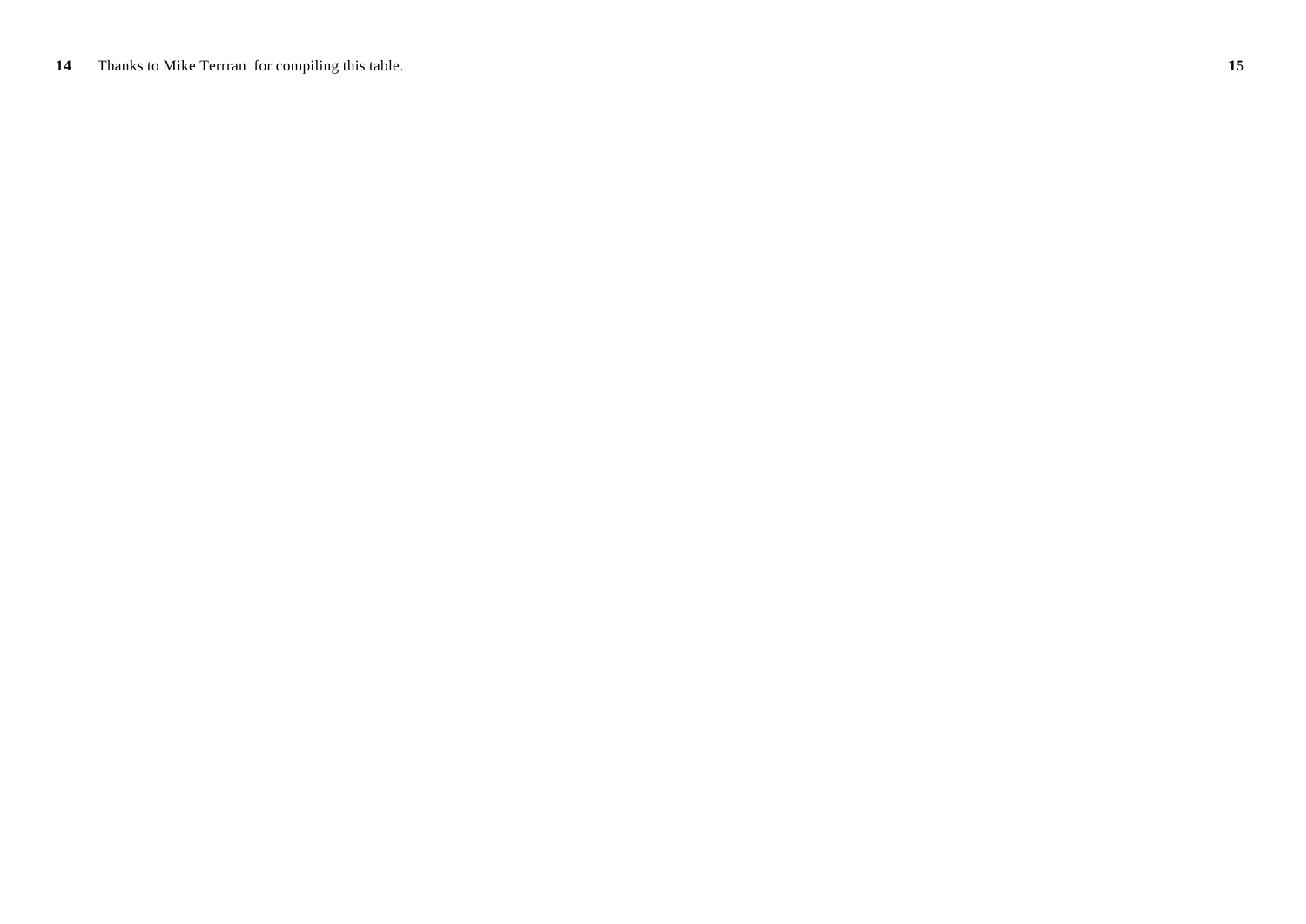14 Thanks to Mike Terrran for compiling this table.